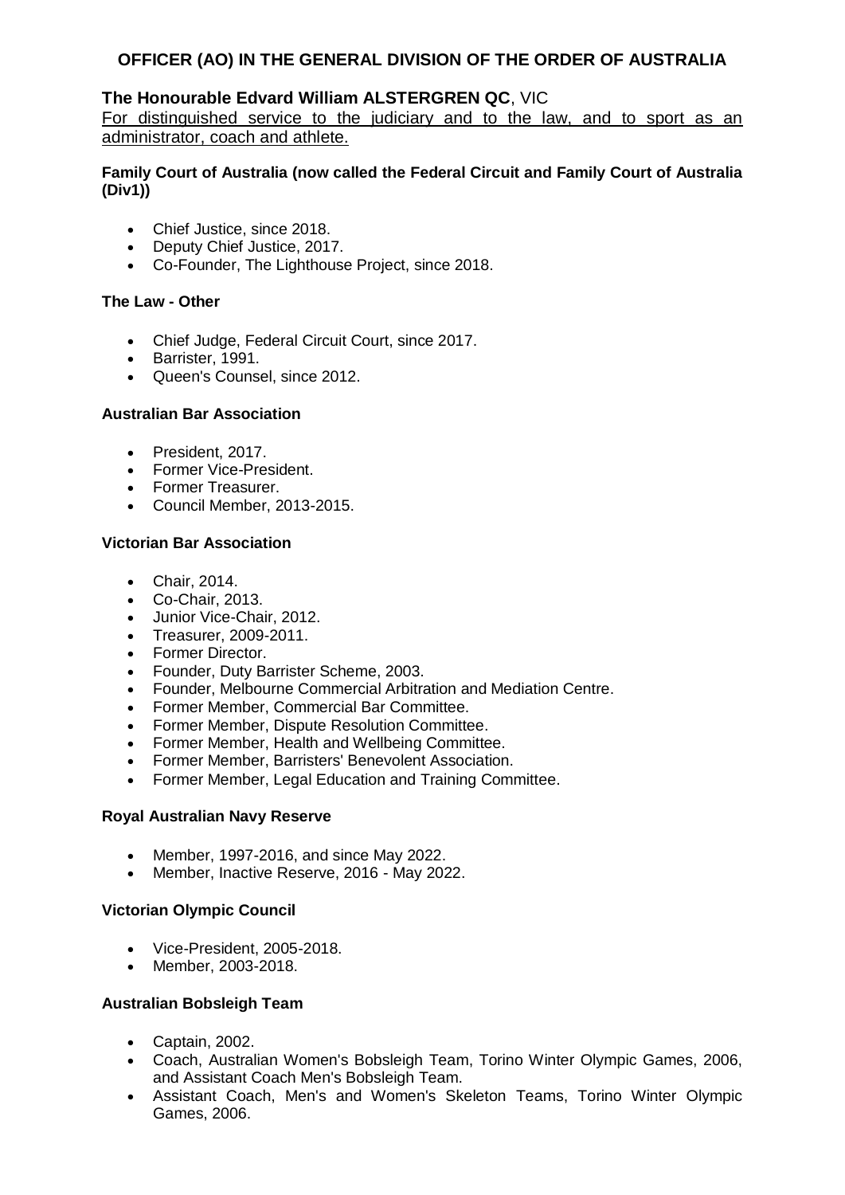# OFFICER (AO) IN THE GENERAL DIVISION OF THE ORDER OF AUSTRALIA

## The Honourable Edvard William ALSTERGREN QC, VIC

For distinguished service to the judiciary and to the law, and to sport as an administrator, coach and athlete.

**Family Court of Australia (now called the Federal Circuit and Family Court of Australia (Div1))**

- Chief Justice, since 2018.
- Deputy Chief Justice, 2017.
- Co-Founder, The Lighthouse Project, since 2018.

**The Law - Other**

- Chief Judge, Federal Circuit Court, since 2017.
- Barrister, 1991.
- Queen's Counsel, since 2012.

**Australian Bar Association**

- President, 2017.
- Former Vice-President.
- Former Treasurer.
- Council Member, 2013-2015.

**Victorian Bar Association**

- Chair, 2014.
- Co-Chair, 2013.
- Junior Vice-Chair, 2012.
- Treasurer, 2009-2011.
- Former Director.
- Founder, Duty Barrister Scheme, 2003.
- Founder, Melbourne Commercial Arbitration and Mediation Centre.
- Former Member, Commercial Bar Committee.
- Former Member, Dispute Resolution Committee.
- Former Member, Health and Wellbeing Committee.
- Former Member, Barristers' Benevolent Association.
- Former Member, Legal Education and Training Committee.

**Royal Australian Navy Reserve**

- Member, 1997-2016, and since May 2022.
- Member, Inactive Reserve, 2016 - May 2022.

**Victorian Olympic Council**

- Vice-President, 2005-2018.
- Member, 2003-2018.

**Australian Bobsleigh Team**

- Captain, 2002.
- Coach, Australian Women's Bobsleigh Team, Torino Winter Olympic Games, 2006, and Assistant Coach Men's Bobsleigh Team.
- Assistant Coach, Men's and Women's Skeleton Teams, Torino Winter Olympic Games, 2006.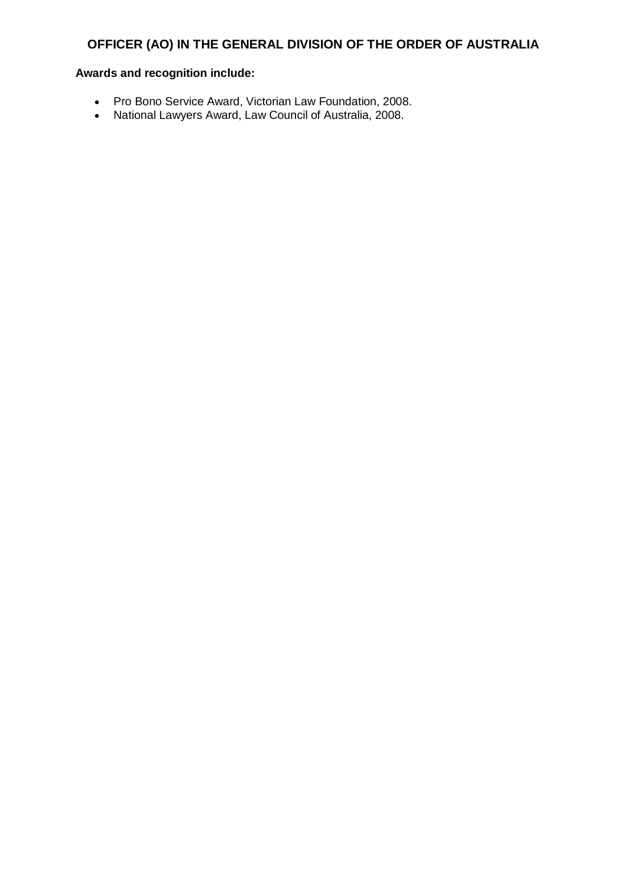## OFFICER (AO) IN THE GENERAL DIVISION OF THE ORDER OF AUSTRALIA

**Awards and recognition include:**

- Pro Bono Service Award, Victorian Law Foundation, 2008.
- National Lawyers Award, Law Council of Australia, 2008.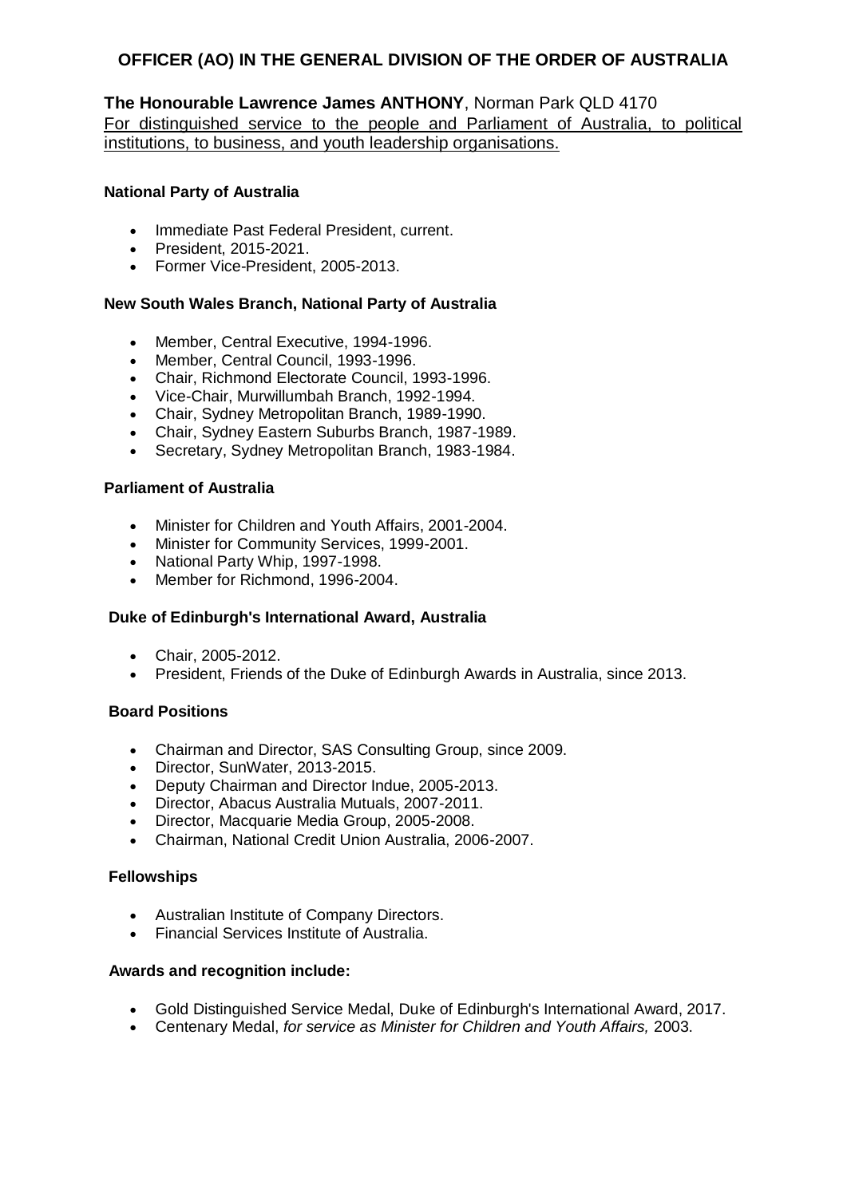# OFFICER (AO) IN THE GENERAL DIVISION OF THE ORDER OF AUSTRALIA

**The Honourable Lawrence James ANTHONY**, Norman Park QLD 4170

For distinguished service to the people and Parliament of Australia, to political institutions, to business, and youth leadership organisations.

**National Party of Australia**

- Immediate Past Federal President, current.
- President, 2015-2021.
- Former Vice-President, 2005-2013.

**New South Wales Branch, National Party of Australia**

- Member, Central Executive, 1994-1996.
- Member, Central Council, 1993-1996.
- Chair, Richmond Electorate Council, 1993-1996.
- Vice-Chair, Murwillumbah Branch, 1992-1994.
- Chair, Sydney Metropolitan Branch, 1989-1990.
- Chair, Sydney Eastern Suburbs Branch, 1987-1989.
- Secretary, Sydney Metropolitan Branch, 1983-1984.

**Parliament of Australia**

- Minister for Children and Youth Affairs, 2001-2004.
- Minister for Community Services, 1999-2001.
- National Party Whip, 1997-1998.
- Member for Richmond, 1996-2004.

**Duke of Edinburgh's International Award, Australia**

- Chair, 2005-2012.
- President, Friends of the Duke of Edinburgh Awards in Australia, since 2013.

**Board Positions**

- Chairman and Director, SAS Consulting Group, since 2009.
- Director, SunWater, 2013-2015.
- Deputy Chairman and Director Indue, 2005-2013.
- Director, Abacus Australia Mutuals, 2007-2011.
- Director, Macquarie Media Group, 2005-2008.
- Chairman, National Credit Union Australia, 2006-2007.

**Fellowships**

- Australian Institute of Company Directors.
- Financial Services Institute of Australia.

**Awards and recognition include:**

- Gold Distinguished Service Medal, Duke of Edinburgh's International Award, 2017.
- Centenary Medal, *for service as Minister for Children and Youth Affairs,* 2003.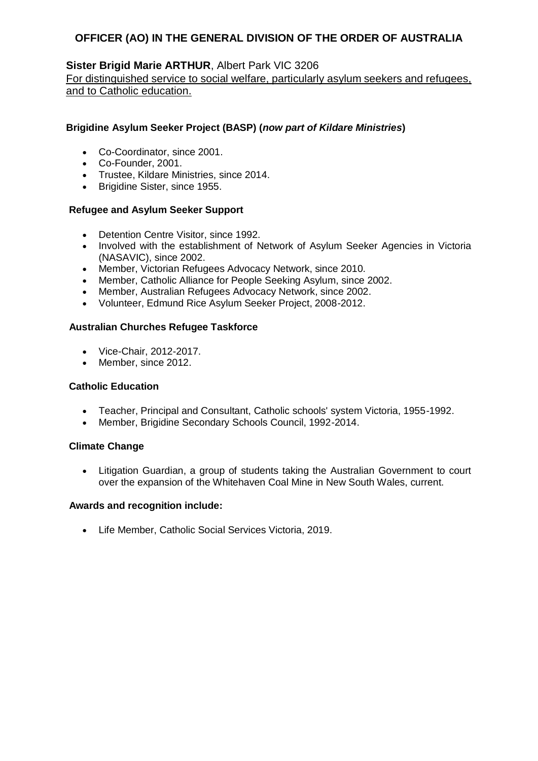# OFFICER (AO) IN THE GENERAL DIVISION OF THE ORDER OF AUSTRALIA

**Sister Brigid Marie ARTHUR**, Albert Park VIC 3206

For distinguished service to social welfare, particularly asylum seekers and refugees, and to Catholic education.

### Brigidine Asylum Seeker Project (BASP) (*now part of Kildare Ministries*)

- Co-Coordinator, since 2001.
- Co-Founder, 2001.
- Trustee, Kildare Ministries, since 2014.
- Brigidine Sister, since 1955.

### Refugee and Asylum Seeker Support

- Detention Centre Visitor, since 1992.
- Involved with the establishment of Network of Asylum Seeker Agencies in Victoria (NASAVIC), since 2002.
- Member, Victorian Refugees Advocacy Network, since 2010.
- Member, Catholic Alliance for People Seeking Asylum, since 2002.
- Member, Australian Refugees Advocacy Network, since 2002.
- Volunteer, Edmund Rice Asylum Seeker Project, 2008-2012.

### Australian Churches Refugee Taskforce

- Vice-Chair, 2012-2017.
- Member, since 2012.

### Catholic Education

- Teacher, Principal and Consultant, Catholic schools' system Victoria, 1955-1992.
- Member, Brigidine Secondary Schools Council, 1992-2014.

### Climate Change

- Litigation Guardian, a group of students taking the Australian Government to court over the expansion of the Whitehaven Coal Mine in New South Wales, current.

### Awards and recognition include:

- Life Member, Catholic Social Services Victoria, 2019.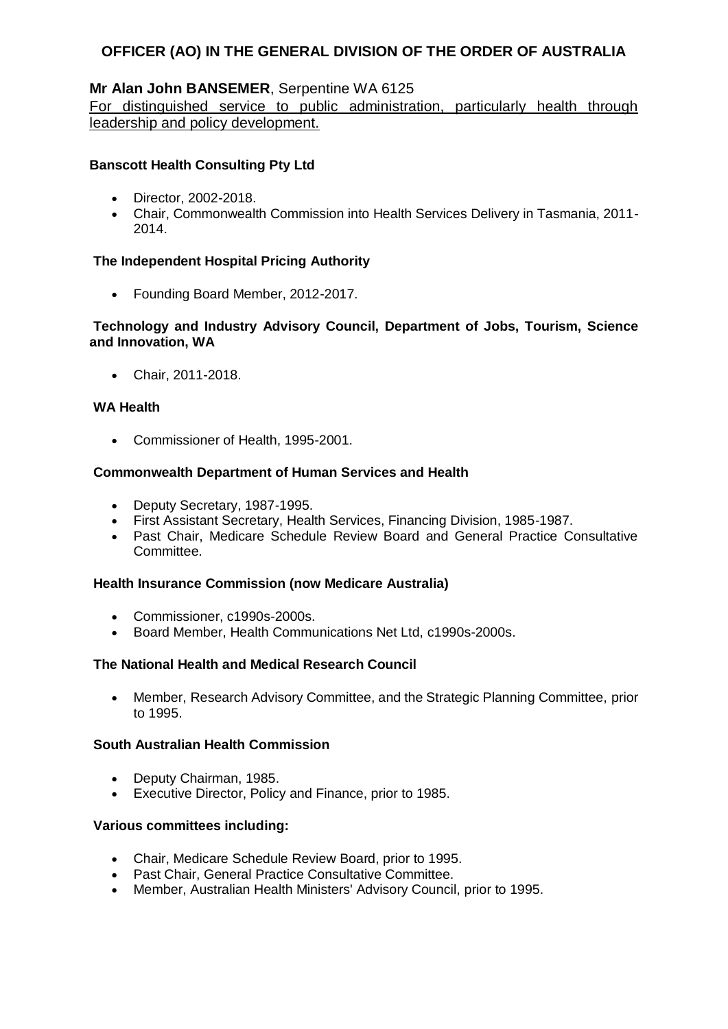## OFFICER (AO) IN THE GENERAL DIVISION OF THE ORDER OF AUSTRALIA

**Mr Alan John BANSEMER**, Serpentine WA 6125

For distinguished service to public administration, particularly health through leadership and policy development.

**Banscott Health Consulting Pty Ltd**

- Director, 2002-2018.
- Chair, Commonwealth Commission into Health Services Delivery in Tasmania, 2011-2014.

**The Independent Hospital Pricing Authority**

- Founding Board Member, 2012-2017.

**Technology and Industry Advisory Council, Department of Jobs, Tourism, Science and Innovation, WA**

- Chair, 2011-2018.

**WA Health**

- Commissioner of Health, 1995-2001.

**Commonwealth Department of Human Services and Health**

- Deputy Secretary, 1987-1995.
- First Assistant Secretary, Health Services, Financing Division, 1985-1987.
- Past Chair, Medicare Schedule Review Board and General Practice Consultative Committee.

**Health Insurance Commission (now Medicare Australia)**

- Commissioner, c1990s-2000s.
- Board Member, Health Communications Net Ltd, c1990s-2000s.

**The National Health and Medical Research Council**

- Member, Research Advisory Committee, and the Strategic Planning Committee, prior to 1995.

**South Australian Health Commission**

- Deputy Chairman, 1985.
- Executive Director, Policy and Finance, prior to 1985.

**Various committees including:**

- Chair, Medicare Schedule Review Board, prior to 1995.
- Past Chair, General Practice Consultative Committee.
- Member, Australian Health Ministers' Advisory Council, prior to 1995.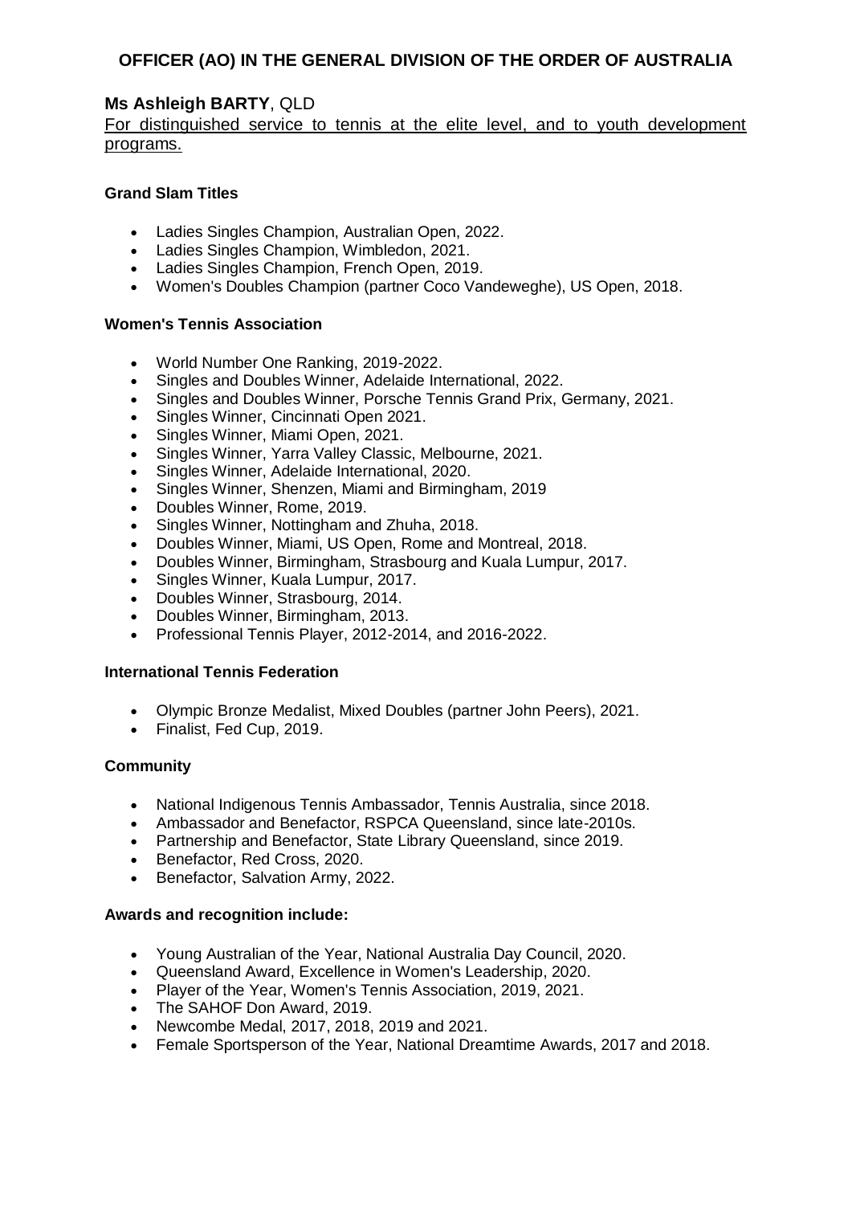# OFFICER (AO) IN THE GENERAL DIVISION OF THE ORDER OF AUSTRALIA

## Ms Ashleigh BARTY, QLD

For distinguished service to tennis at the elite level, and to youth development programs.

### Grand Slam Titles

- Ladies Singles Champion, Australian Open, 2022.
- Ladies Singles Champion, Wimbledon, 2021.
- Ladies Singles Champion, French Open, 2019.
- Women's Doubles Champion (partner Coco Vandeweghe), US Open, 2018.

### Women's Tennis Association

- World Number One Ranking, 2019-2022.
- Singles and Doubles Winner, Adelaide International, 2022.
- Singles and Doubles Winner, Porsche Tennis Grand Prix, Germany, 2021.
- Singles Winner, Cincinnati Open 2021.
- Singles Winner, Miami Open, 2021.
- Singles Winner, Yarra Valley Classic, Melbourne, 2021.
- Singles Winner, Adelaide International, 2020.
- Singles Winner, Shenzen, Miami and Birmingham, 2019
- Doubles Winner, Rome, 2019.
- Singles Winner, Nottingham and Zhuha, 2018.
- Doubles Winner, Miami, US Open, Rome and Montreal, 2018.
- Doubles Winner, Birmingham, Strasbourg and Kuala Lumpur, 2017.
- Singles Winner, Kuala Lumpur, 2017.
- Doubles Winner, Strasbourg, 2014.
- Doubles Winner, Birmingham, 2013.
- Professional Tennis Player, 2012-2014, and 2016-2022.

### International Tennis Federation

- Olympic Bronze Medalist, Mixed Doubles (partner John Peers), 2021.
- Finalist, Fed Cup, 2019.

### Community

- National Indigenous Tennis Ambassador, Tennis Australia, since 2018.
- Ambassador and Benefactor, RSPCA Queensland, since late-2010s.
- Partnership and Benefactor, State Library Queensland, since 2019.
- Benefactor, Red Cross, 2020.
- Benefactor, Salvation Army, 2022.

### Awards and recognition include:

- Young Australian of the Year, National Australia Day Council, 2020.
- Queensland Award, Excellence in Women's Leadership, 2020.
- Player of the Year, Women's Tennis Association, 2019, 2021.
- The SAHOF Don Award, 2019.
- Newcombe Medal, 2017, 2018, 2019 and 2021.
- Female Sportsperson of the Year, National Dreamtime Awards, 2017 and 2018.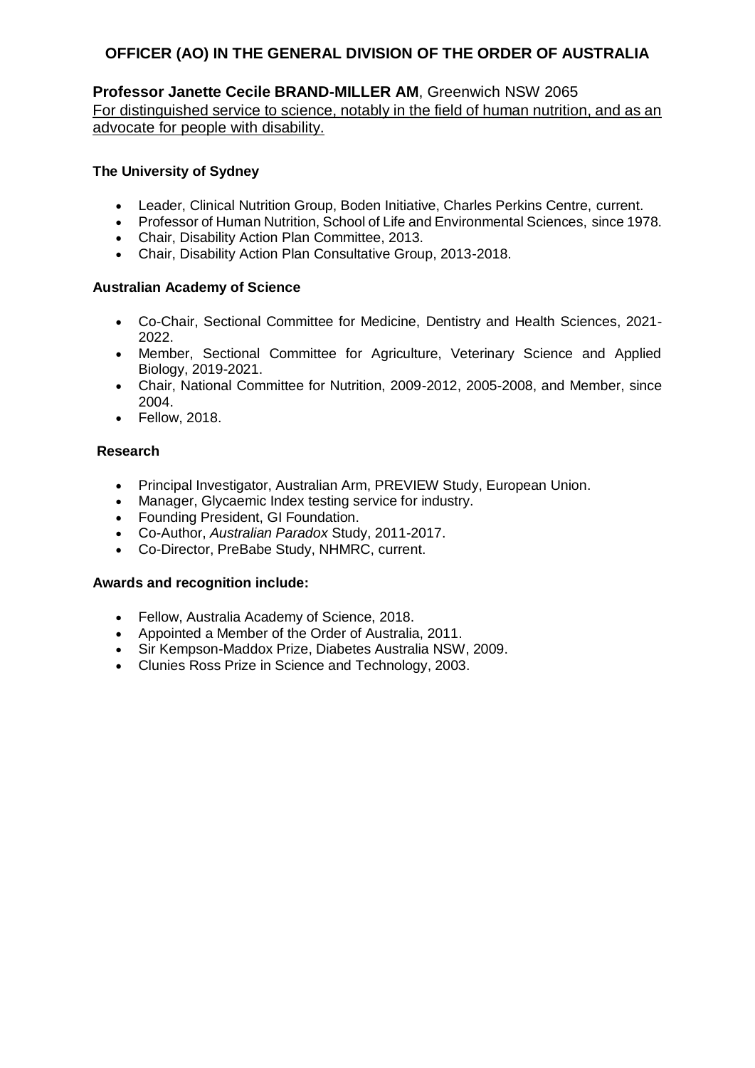## OFFICER (AO) IN THE GENERAL DIVISION OF THE ORDER OF AUSTRALIA

**Professor Janette Cecile BRAND-MILLER AM**, Greenwich NSW 2065
For distinguished service to science, notably in the field of human nutrition, and as an advocate for people with disability.

### The University of Sydney

- Leader, Clinical Nutrition Group, Boden Initiative, Charles Perkins Centre, current.
- Professor of Human Nutrition, School of Life and Environmental Sciences, since 1978.
- Chair, Disability Action Plan Committee, 2013.
- Chair, Disability Action Plan Consultative Group, 2013-2018.

### Australian Academy of Science

- Co-Chair, Sectional Committee for Medicine, Dentistry and Health Sciences, 2021-2022.
- Member, Sectional Committee for Agriculture, Veterinary Science and Applied Biology, 2019-2021.
- Chair, National Committee for Nutrition, 2009-2012, 2005-2008, and Member, since 2004.
- Fellow, 2018.

### Research

- Principal Investigator, Australian Arm, PREVIEW Study, European Union.
- Manager, Glycaemic Index testing service for industry.
- Founding President, GI Foundation.
- Co-Author, *Australian Paradox* Study, 2011-2017.
- Co-Director, PreBabe Study, NHMRC, current.

### Awards and recognition include:

- Fellow, Australia Academy of Science, 2018.
- Appointed a Member of the Order of Australia, 2011.
- Sir Kempson-Maddox Prize, Diabetes Australia NSW, 2009.
- Clunies Ross Prize in Science and Technology, 2003.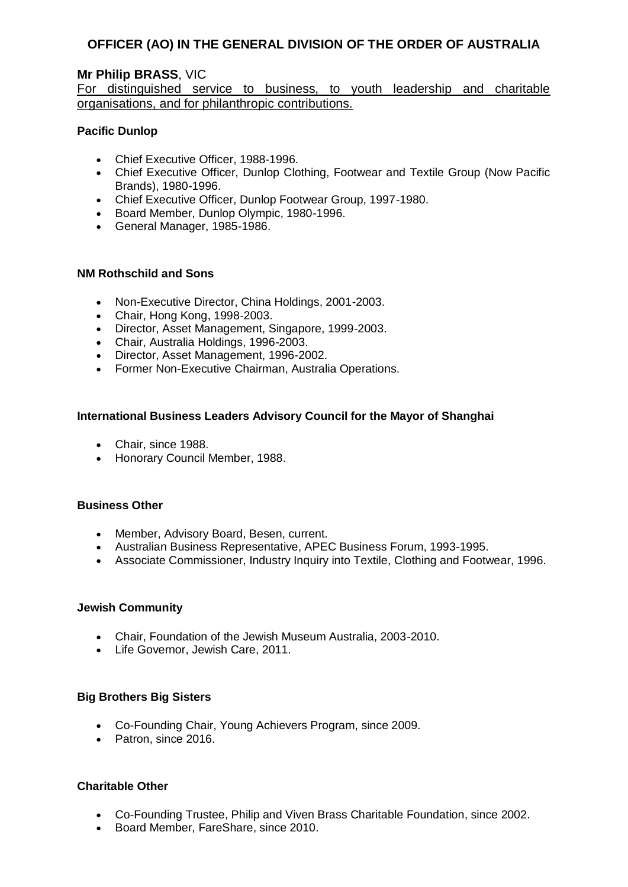## OFFICER (AO) IN THE GENERAL DIVISION OF THE ORDER OF AUSTRALIA

**Mr Philip BRASS**, VIC

For distinguished service to business, to youth leadership and charitable organisations, and for philanthropic contributions.

**Pacific Dunlop**

- Chief Executive Officer, 1988-1996.
- Chief Executive Officer, Dunlop Clothing, Footwear and Textile Group (Now Pacific Brands), 1980-1996.
- Chief Executive Officer, Dunlop Footwear Group, 1997-1980.
- Board Member, Dunlop Olympic, 1980-1996.
- General Manager, 1985-1986.

**NM Rothschild and Sons**

- Non-Executive Director, China Holdings, 2001-2003.
- Chair, Hong Kong, 1998-2003.
- Director, Asset Management, Singapore, 1999-2003.
- Chair, Australia Holdings, 1996-2003.
- Director, Asset Management, 1996-2002.
- Former Non-Executive Chairman, Australia Operations.

**International Business Leaders Advisory Council for the Mayor of Shanghai**

- Chair, since 1988.
- Honorary Council Member, 1988.

**Business Other**

- Member, Advisory Board, Besen, current.
- Australian Business Representative, APEC Business Forum, 1993-1995.
- Associate Commissioner, Industry Inquiry into Textile, Clothing and Footwear, 1996.

**Jewish Community**

- Chair, Foundation of the Jewish Museum Australia, 2003-2010.
- Life Governor, Jewish Care, 2011.

**Big Brothers Big Sisters**

- Co-Founding Chair, Young Achievers Program, since 2009.
- Patron, since 2016.

**Charitable Other**

- Co-Founding Trustee, Philip and Viven Brass Charitable Foundation, since 2002.
- Board Member, FareShare, since 2010.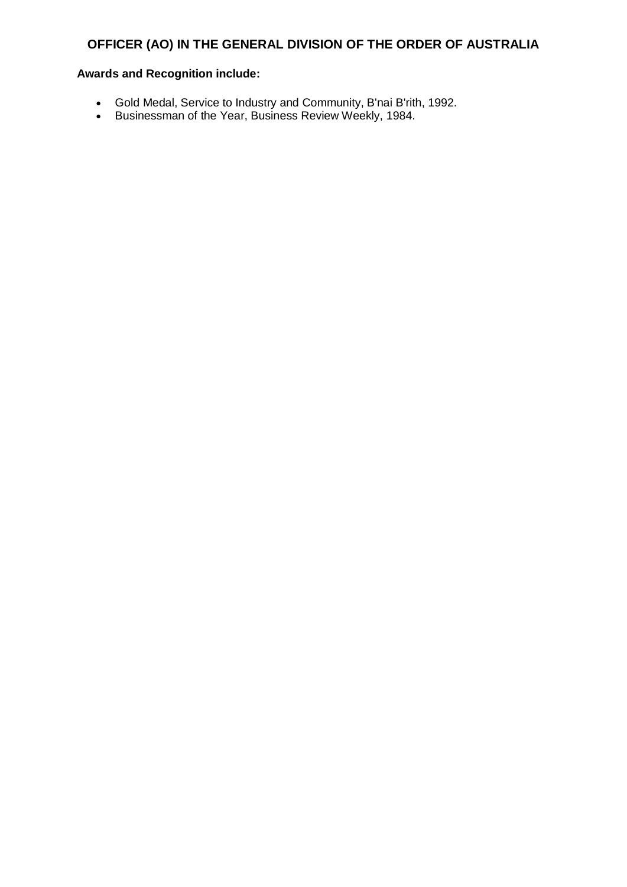## OFFICER (AO) IN THE GENERAL DIVISION OF THE ORDER OF AUSTRALIA

**Awards and Recognition include:**

- Gold Medal, Service to Industry and Community, B'nai B'rith, 1992.
- Businessman of the Year, Business Review Weekly, 1984.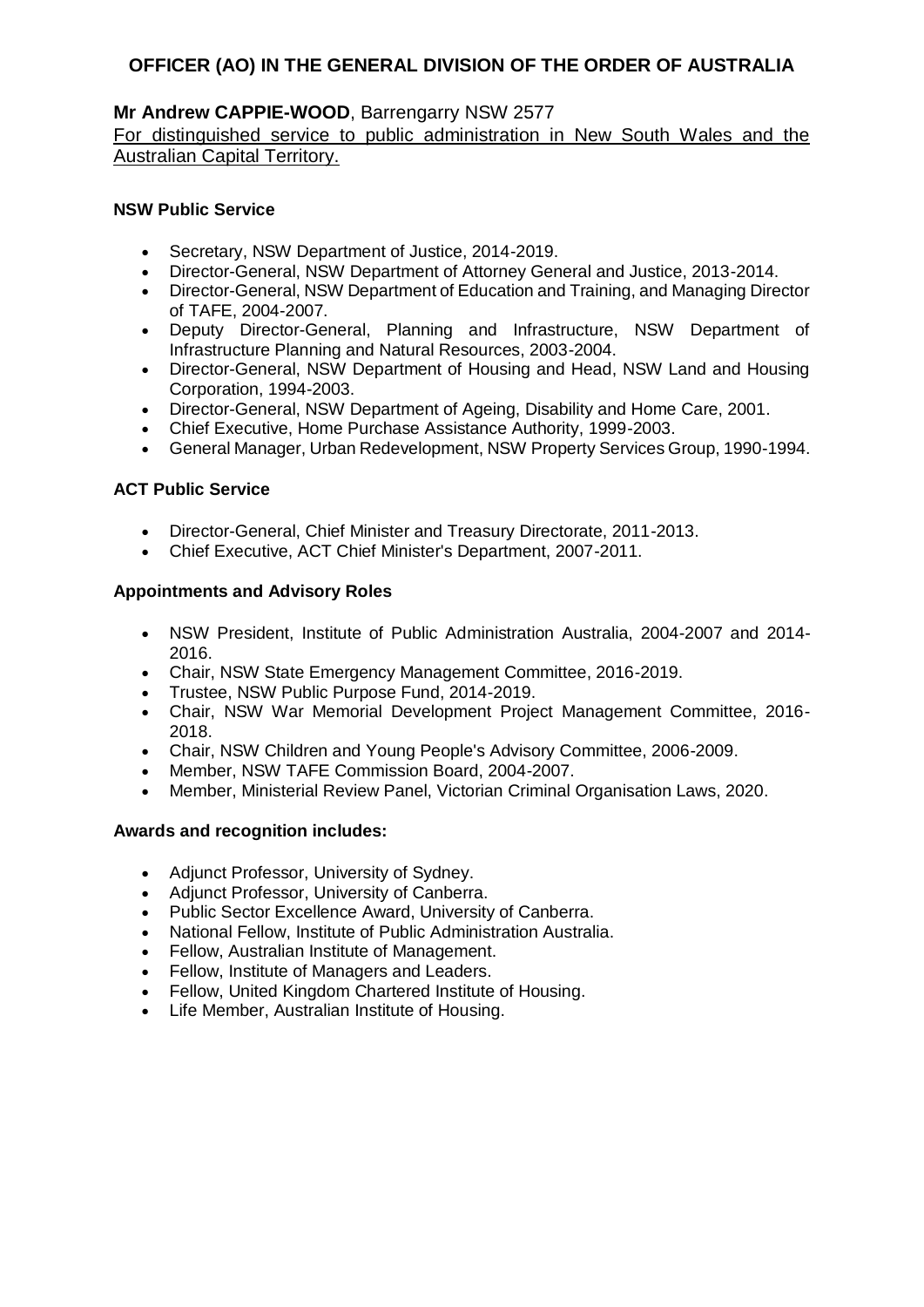## OFFICER (AO) IN THE GENERAL DIVISION OF THE ORDER OF AUSTRALIA

**Mr Andrew CAPPIE-WOOD**, Barrengarry NSW 2577

For distinguished service to public administration in New South Wales and the Australian Capital Territory.

**NSW Public Service**

- Secretary, NSW Department of Justice, 2014-2019.
- Director-General, NSW Department of Attorney General and Justice, 2013-2014.
- Director-General, NSW Department of Education and Training, and Managing Director of TAFE, 2004-2007.
- Deputy Director-General, Planning and Infrastructure, NSW Department of Infrastructure Planning and Natural Resources, 2003-2004.
- Director-General, NSW Department of Housing and Head, NSW Land and Housing Corporation, 1994-2003.
- Director-General, NSW Department of Ageing, Disability and Home Care, 2001.
- Chief Executive, Home Purchase Assistance Authority, 1999-2003.
- General Manager, Urban Redevelopment, NSW Property Services Group, 1990-1994.

**ACT Public Service**

- Director-General, Chief Minister and Treasury Directorate, 2011-2013.
- Chief Executive, ACT Chief Minister's Department, 2007-2011.

**Appointments and Advisory Roles**

- NSW President, Institute of Public Administration Australia, 2004-2007 and 2014-2016.
- Chair, NSW State Emergency Management Committee, 2016-2019.
- Trustee, NSW Public Purpose Fund, 2014-2019.
- Chair, NSW War Memorial Development Project Management Committee, 2016-2018.
- Chair, NSW Children and Young People's Advisory Committee, 2006-2009.
- Member, NSW TAFE Commission Board, 2004-2007.
- Member, Ministerial Review Panel, Victorian Criminal Organisation Laws, 2020.

**Awards and recognition includes:**

- Adjunct Professor, University of Sydney.
- Adjunct Professor, University of Canberra.
- Public Sector Excellence Award, University of Canberra.
- National Fellow, Institute of Public Administration Australia.
- Fellow, Australian Institute of Management.
- Fellow, Institute of Managers and Leaders.
- Fellow, United Kingdom Chartered Institute of Housing.
- Life Member, Australian Institute of Housing.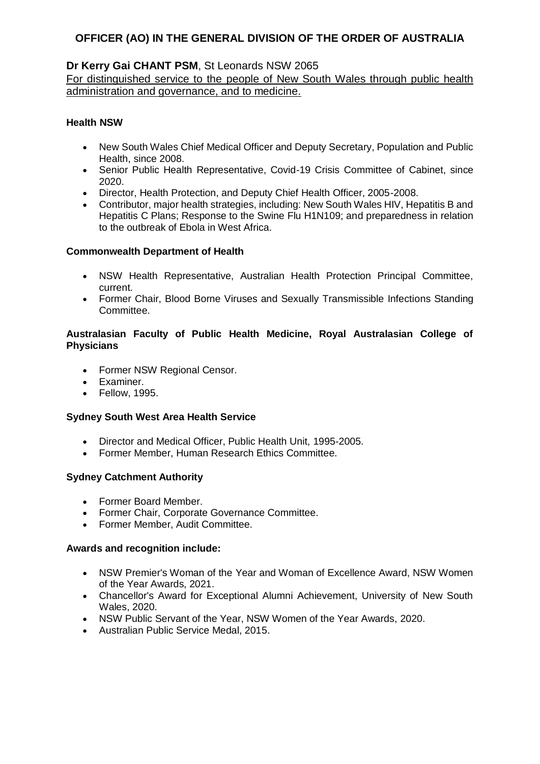# OFFICER (AO) IN THE GENERAL DIVISION OF THE ORDER OF AUSTRALIA

**Dr Kerry Gai CHANT PSM**, St Leonards NSW 2065

For distinguished service to the people of New South Wales through public health administration and governance, and to medicine.

**Health NSW**

- New South Wales Chief Medical Officer and Deputy Secretary, Population and Public Health, since 2008.
- Senior Public Health Representative, Covid-19 Crisis Committee of Cabinet, since 2020.
- Director, Health Protection, and Deputy Chief Health Officer, 2005-2008.
- Contributor, major health strategies, including: New South Wales HIV, Hepatitis B and Hepatitis C Plans; Response to the Swine Flu H1N109; and preparedness in relation to the outbreak of Ebola in West Africa.

**Commonwealth Department of Health**

- NSW Health Representative, Australian Health Protection Principal Committee, current.
- Former Chair, Blood Borne Viruses and Sexually Transmissible Infections Standing Committee.

**Australasian Faculty of Public Health Medicine, Royal Australasian College of Physicians**

- Former NSW Regional Censor.
- Examiner.
- Fellow, 1995.

**Sydney South West Area Health Service**

- Director and Medical Officer, Public Health Unit, 1995-2005.
- Former Member, Human Research Ethics Committee.

**Sydney Catchment Authority**

- Former Board Member.
- Former Chair, Corporate Governance Committee.
- Former Member, Audit Committee.

**Awards and recognition include:**

- NSW Premier's Woman of the Year and Woman of Excellence Award, NSW Women of the Year Awards, 2021.
- Chancellor's Award for Exceptional Alumni Achievement, University of New South Wales, 2020.
- NSW Public Servant of the Year, NSW Women of the Year Awards, 2020.
- Australian Public Service Medal, 2015.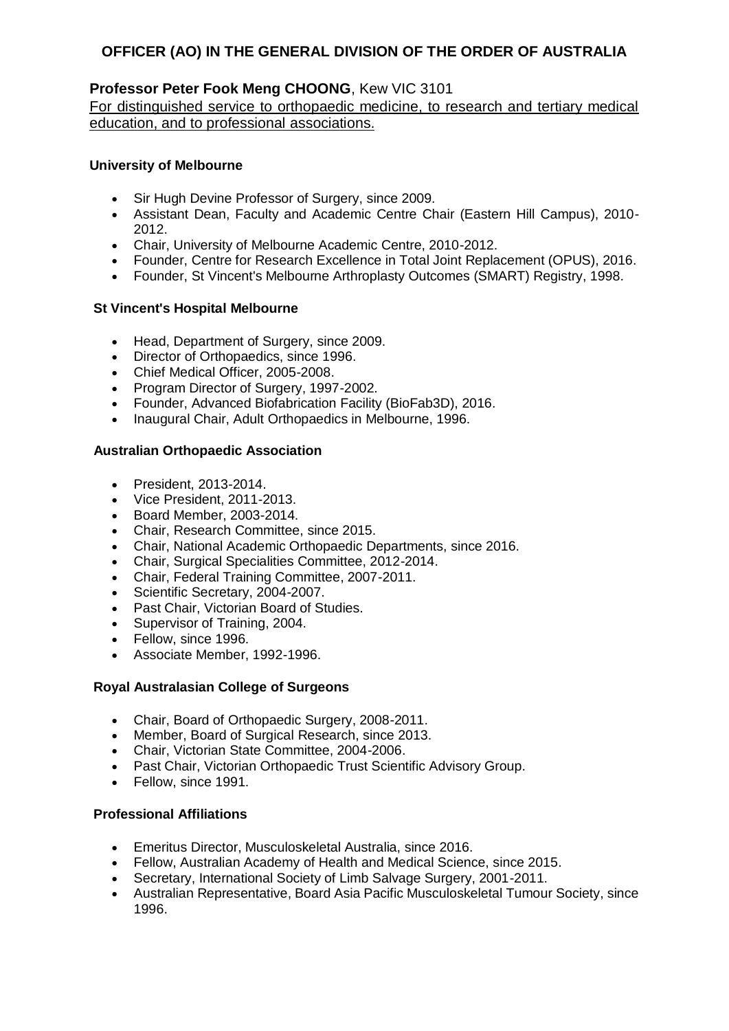# OFFICER (AO) IN THE GENERAL DIVISION OF THE ORDER OF AUSTRALIA

**Professor Peter Fook Meng CHOONG**, Kew VIC 3101

For distinguished service to orthopaedic medicine, to research and tertiary medical education, and to professional associations.

**University of Melbourne**

- Sir Hugh Devine Professor of Surgery, since 2009.
- Assistant Dean, Faculty and Academic Centre Chair (Eastern Hill Campus), 2010-2012.
- Chair, University of Melbourne Academic Centre, 2010-2012.
- Founder, Centre for Research Excellence in Total Joint Replacement (OPUS), 2016.
- Founder, St Vincent's Melbourne Arthroplasty Outcomes (SMART) Registry, 1998.

**St Vincent's Hospital Melbourne**

- Head, Department of Surgery, since 2009.
- Director of Orthopaedics, since 1996.
- Chief Medical Officer, 2005-2008.
- Program Director of Surgery, 1997-2002.
- Founder, Advanced Biofabrication Facility (BioFab3D), 2016.
- Inaugural Chair, Adult Orthopaedics in Melbourne, 1996.

**Australian Orthopaedic Association**

- President, 2013-2014.
- Vice President, 2011-2013.
- Board Member, 2003-2014.
- Chair, Research Committee, since 2015.
- Chair, National Academic Orthopaedic Departments, since 2016.
- Chair, Surgical Specialities Committee, 2012-2014.
- Chair, Federal Training Committee, 2007-2011.
- Scientific Secretary, 2004-2007.
- Past Chair, Victorian Board of Studies.
- Supervisor of Training, 2004.
- Fellow, since 1996.
- Associate Member, 1992-1996.

**Royal Australasian College of Surgeons**

- Chair, Board of Orthopaedic Surgery, 2008-2011.
- Member, Board of Surgical Research, since 2013.
- Chair, Victorian State Committee, 2004-2006.
- Past Chair, Victorian Orthopaedic Trust Scientific Advisory Group.
- Fellow, since 1991.

**Professional Affiliations**

- Emeritus Director, Musculoskeletal Australia, since 2016.
- Fellow, Australian Academy of Health and Medical Science, since 2015.
- Secretary, International Society of Limb Salvage Surgery, 2001-2011.
- Australian Representative, Board Asia Pacific Musculoskeletal Tumour Society, since 1996.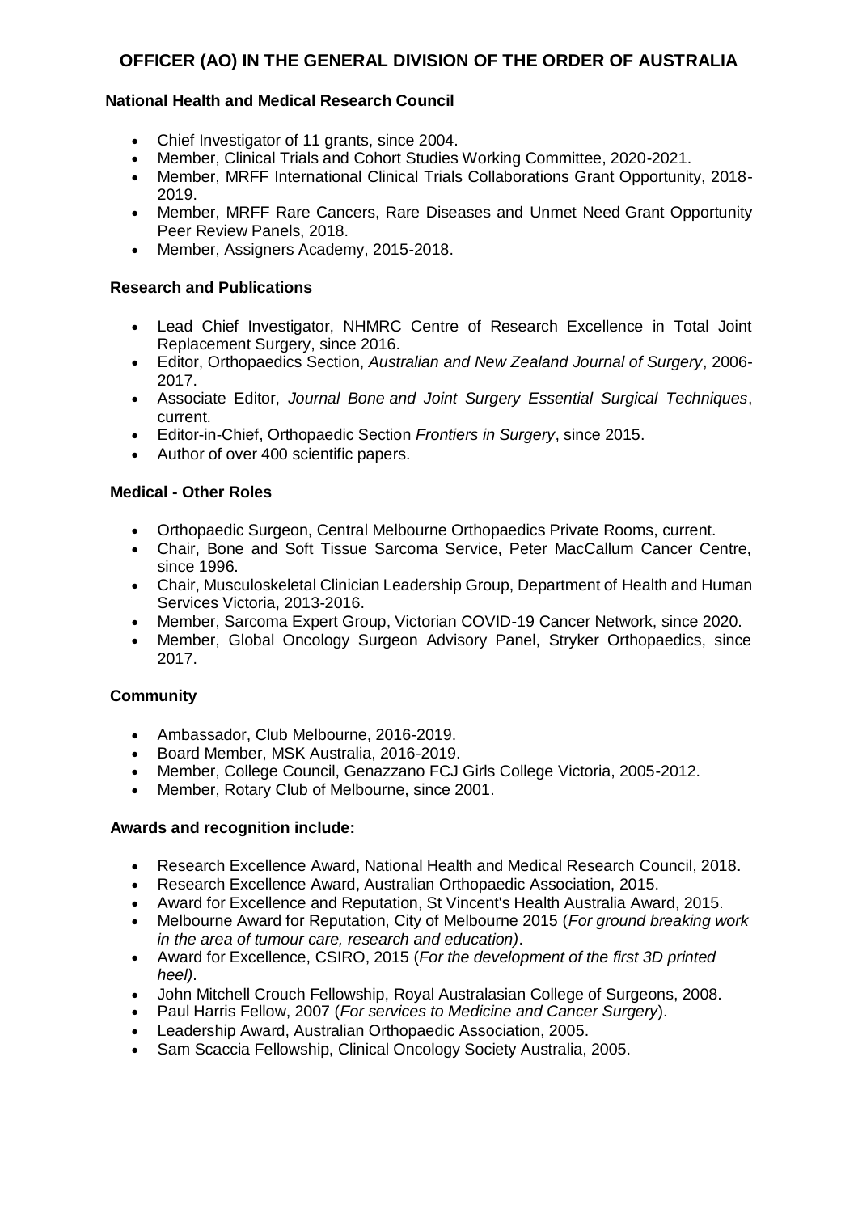# OFFICER (AO) IN THE GENERAL DIVISION OF THE ORDER OF AUSTRALIA

**National Health and Medical Research Council**

- Chief Investigator of 11 grants, since 2004.
- Member, Clinical Trials and Cohort Studies Working Committee, 2020-2021.
- Member, MRFF International Clinical Trials Collaborations Grant Opportunity, 2018-2019.
- Member, MRFF Rare Cancers, Rare Diseases and Unmet Need Grant Opportunity Peer Review Panels, 2018.
- Member, Assigners Academy, 2015-2018.

**Research and Publications**

- Lead Chief Investigator, NHMRC Centre of Research Excellence in Total Joint Replacement Surgery, since 2016.
- Editor, Orthopaedics Section, *Australian and New Zealand Journal of Surgery*, 2006-2017.
- Associate Editor, *Journal Bone and Joint Surgery Essential Surgical Techniques*, current.
- Editor-in-Chief, Orthopaedic Section *Frontiers in Surgery*, since 2015.
- Author of over 400 scientific papers.

**Medical - Other Roles**

- Orthopaedic Surgeon, Central Melbourne Orthopaedics Private Rooms, current.
- Chair, Bone and Soft Tissue Sarcoma Service, Peter MacCallum Cancer Centre, since 1996.
- Chair, Musculoskeletal Clinician Leadership Group, Department of Health and Human Services Victoria, 2013-2016.
- Member, Sarcoma Expert Group, Victorian COVID-19 Cancer Network, since 2020.
- Member, Global Oncology Surgeon Advisory Panel, Stryker Orthopaedics, since 2017.

**Community**

- Ambassador, Club Melbourne, 2016-2019.
- Board Member, MSK Australia, 2016-2019.
- Member, College Council, Genazzano FCJ Girls College Victoria, 2005-2012.
- Member, Rotary Club of Melbourne, since 2001.

**Awards and recognition include:**

- Research Excellence Award, National Health and Medical Research Council, 2018**.**
- Research Excellence Award, Australian Orthopaedic Association, 2015.
- Award for Excellence and Reputation, St Vincent's Health Australia Award, 2015.
- Melbourne Award for Reputation, City of Melbourne 2015 (*For ground breaking work in the area of tumour care, research and education)*.
- Award for Excellence, CSIRO, 2015 (*For the development of the first 3D printed heel)*.
- John Mitchell Crouch Fellowship, Royal Australasian College of Surgeons, 2008.
- Paul Harris Fellow, 2007 (*For services to Medicine and Cancer Surgery*).
- Leadership Award, Australian Orthopaedic Association, 2005.
- Sam Scaccia Fellowship, Clinical Oncology Society Australia, 2005.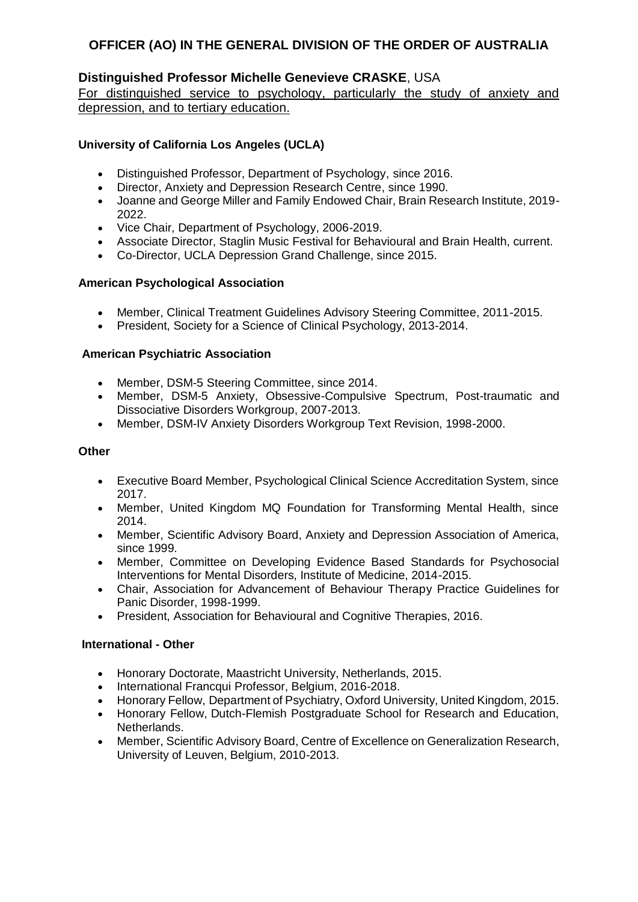## OFFICER (AO) IN THE GENERAL DIVISION OF THE ORDER OF AUSTRALIA

### Distinguished Professor Michelle Genevieve CRASKE, USA

For distinguished service to psychology, particularly the study of anxiety and depression, and to tertiary education.

**University of California Los Angeles (UCLA)**

- Distinguished Professor, Department of Psychology, since 2016.
- Director, Anxiety and Depression Research Centre, since 1990.
- Joanne and George Miller and Family Endowed Chair, Brain Research Institute, 2019-2022.
- Vice Chair, Department of Psychology, 2006-2019.
- Associate Director, Staglin Music Festival for Behavioural and Brain Health, current.
- Co-Director, UCLA Depression Grand Challenge, since 2015.

**American Psychological Association**

- Member, Clinical Treatment Guidelines Advisory Steering Committee, 2011-2015.
- President, Society for a Science of Clinical Psychology, 2013-2014.

**American Psychiatric Association**

- Member, DSM-5 Steering Committee, since 2014.
- Member, DSM-5 Anxiety, Obsessive-Compulsive Spectrum, Post-traumatic and Dissociative Disorders Workgroup, 2007-2013.
- Member, DSM-IV Anxiety Disorders Workgroup Text Revision, 1998-2000.

**Other**

- Executive Board Member, Psychological Clinical Science Accreditation System, since 2017.
- Member, United Kingdom MQ Foundation for Transforming Mental Health, since 2014.
- Member, Scientific Advisory Board, Anxiety and Depression Association of America, since 1999.
- Member, Committee on Developing Evidence Based Standards for Psychosocial Interventions for Mental Disorders, Institute of Medicine, 2014-2015.
- Chair, Association for Advancement of Behaviour Therapy Practice Guidelines for Panic Disorder, 1998-1999.
- President, Association for Behavioural and Cognitive Therapies, 2016.

**International - Other**

- Honorary Doctorate, Maastricht University, Netherlands, 2015.
- International Francqui Professor, Belgium, 2016-2018.
- Honorary Fellow, Department of Psychiatry, Oxford University, United Kingdom, 2015.
- Honorary Fellow, Dutch-Flemish Postgraduate School for Research and Education, Netherlands.
- Member, Scientific Advisory Board, Centre of Excellence on Generalization Research, University of Leuven, Belgium, 2010-2013.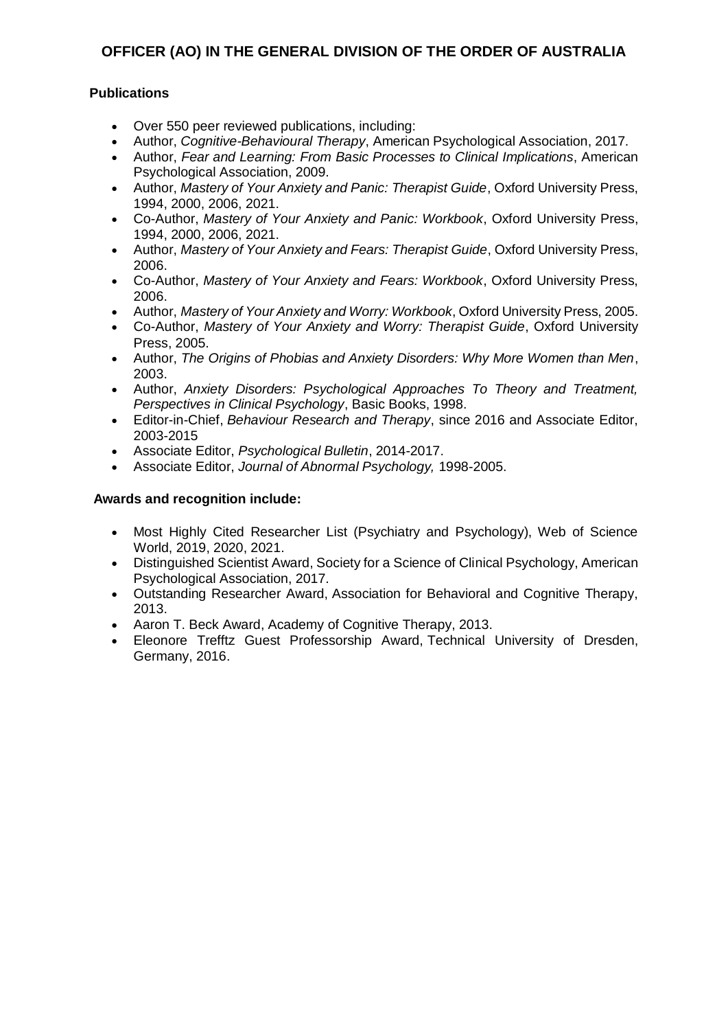**OFFICER (AO) IN THE GENERAL DIVISION OF THE ORDER OF AUSTRALIA**

**Publications**

- Over 550 peer reviewed publications, including:
- Author, *Cognitive-Behavioural Therapy*, American Psychological Association, 2017.
- Author, *Fear and Learning: From Basic Processes to Clinical Implications*, American Psychological Association, 2009.
- Author, *Mastery of Your Anxiety and Panic: Therapist Guide*, Oxford University Press, 1994, 2000, 2006, 2021.
- Co-Author, *Mastery of Your Anxiety and Panic: Workbook*, Oxford University Press, 1994, 2000, 2006, 2021.
- Author, *Mastery of Your Anxiety and Fears: Therapist Guide*, Oxford University Press, 2006.
- Co-Author, *Mastery of Your Anxiety and Fears: Workbook*, Oxford University Press, 2006.
- Author, *Mastery of Your Anxiety and Worry: Workbook*, Oxford University Press, 2005.
- Co-Author, *Mastery of Your Anxiety and Worry: Therapist Guide*, Oxford University Press, 2005.
- Author, *The Origins of Phobias and Anxiety Disorders: Why More Women than Men*, 2003.
- Author, *Anxiety Disorders: Psychological Approaches To Theory and Treatment, Perspectives in Clinical Psychology*, Basic Books, 1998.
- Editor-in-Chief, *Behaviour Research and Therapy*, since 2016 and Associate Editor, 2003-2015
- Associate Editor, *Psychological Bulletin*, 2014-2017.
- Associate Editor, *Journal of Abnormal Psychology,* 1998-2005.

**Awards and recognition include:**

- Most Highly Cited Researcher List (Psychiatry and Psychology), Web of Science World, 2019, 2020, 2021.
- Distinguished Scientist Award, Society for a Science of Clinical Psychology, American Psychological Association, 2017.
- Outstanding Researcher Award, Association for Behavioral and Cognitive Therapy, 2013.
- Aaron T. Beck Award, Academy of Cognitive Therapy, 2013.
- Eleonore Trefftz Guest Professorship Award, Technical University of Dresden, Germany, 2016.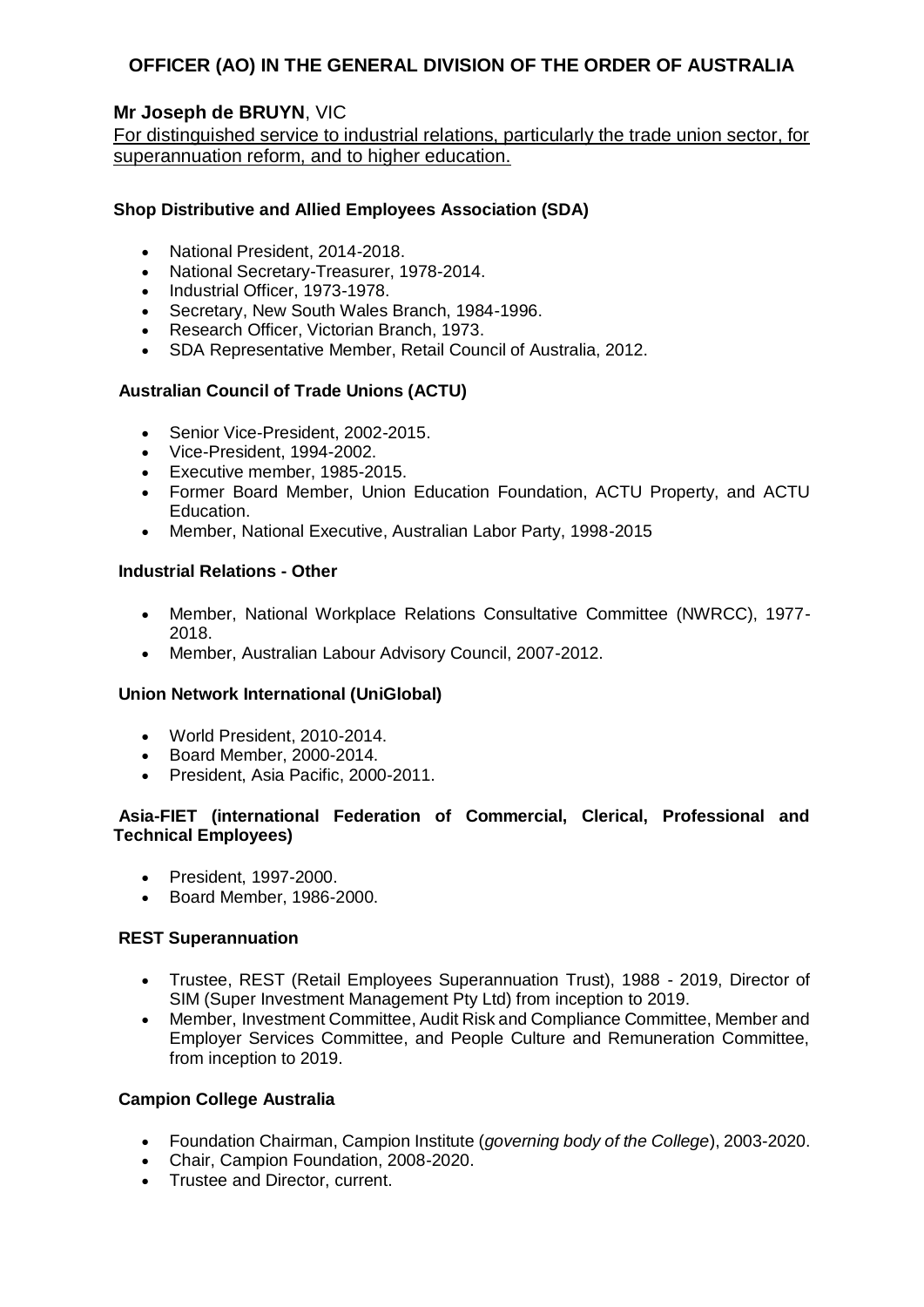## OFFICER (AO) IN THE GENERAL DIVISION OF THE ORDER OF AUSTRALIA

### Mr Joseph de BRUYN, VIC

For distinguished service to industrial relations, particularly the trade union sector, for superannuation reform, and to higher education.

**Shop Distributive and Allied Employees Association (SDA)**

- National President, 2014-2018.
- National Secretary-Treasurer, 1978-2014.
- Industrial Officer, 1973-1978.
- Secretary, New South Wales Branch, 1984-1996.
- Research Officer, Victorian Branch, 1973.
- SDA Representative Member, Retail Council of Australia, 2012.

**Australian Council of Trade Unions (ACTU)**

- Senior Vice-President, 2002-2015.
- Vice-President, 1994-2002.
- Executive member, 1985-2015.
- Former Board Member, Union Education Foundation, ACTU Property, and ACTU Education.
- Member, National Executive, Australian Labor Party, 1998-2015

**Industrial Relations - Other**

- Member, National Workplace Relations Consultative Committee (NWRCC), 1977-2018.
- Member, Australian Labour Advisory Council, 2007-2012.

**Union Network International (UniGlobal)**

- World President, 2010-2014.
- Board Member, 2000-2014.
- President, Asia Pacific, 2000-2011.

**Asia-FIET (international Federation of Commercial, Clerical, Professional and Technical Employees)**

- President, 1997-2000.
- Board Member, 1986-2000.

**REST Superannuation**

- Trustee, REST (Retail Employees Superannuation Trust), 1988 - 2019, Director of SIM (Super Investment Management Pty Ltd) from inception to 2019.
- Member, Investment Committee, Audit Risk and Compliance Committee, Member and Employer Services Committee, and People Culture and Remuneration Committee, from inception to 2019.

**Campion College Australia**

- Foundation Chairman, Campion Institute (*governing body of the College*), 2003-2020.
- Chair, Campion Foundation, 2008-2020.
- Trustee and Director, current.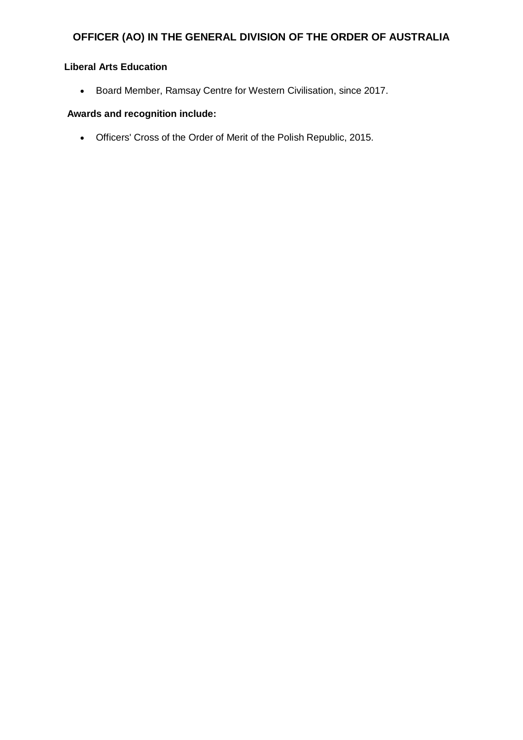## OFFICER (AO) IN THE GENERAL DIVISION OF THE ORDER OF AUSTRALIA

**Liberal Arts Education**

- Board Member, Ramsay Centre for Western Civilisation, since 2017.

**Awards and recognition include:**

- Officers' Cross of the Order of Merit of the Polish Republic, 2015.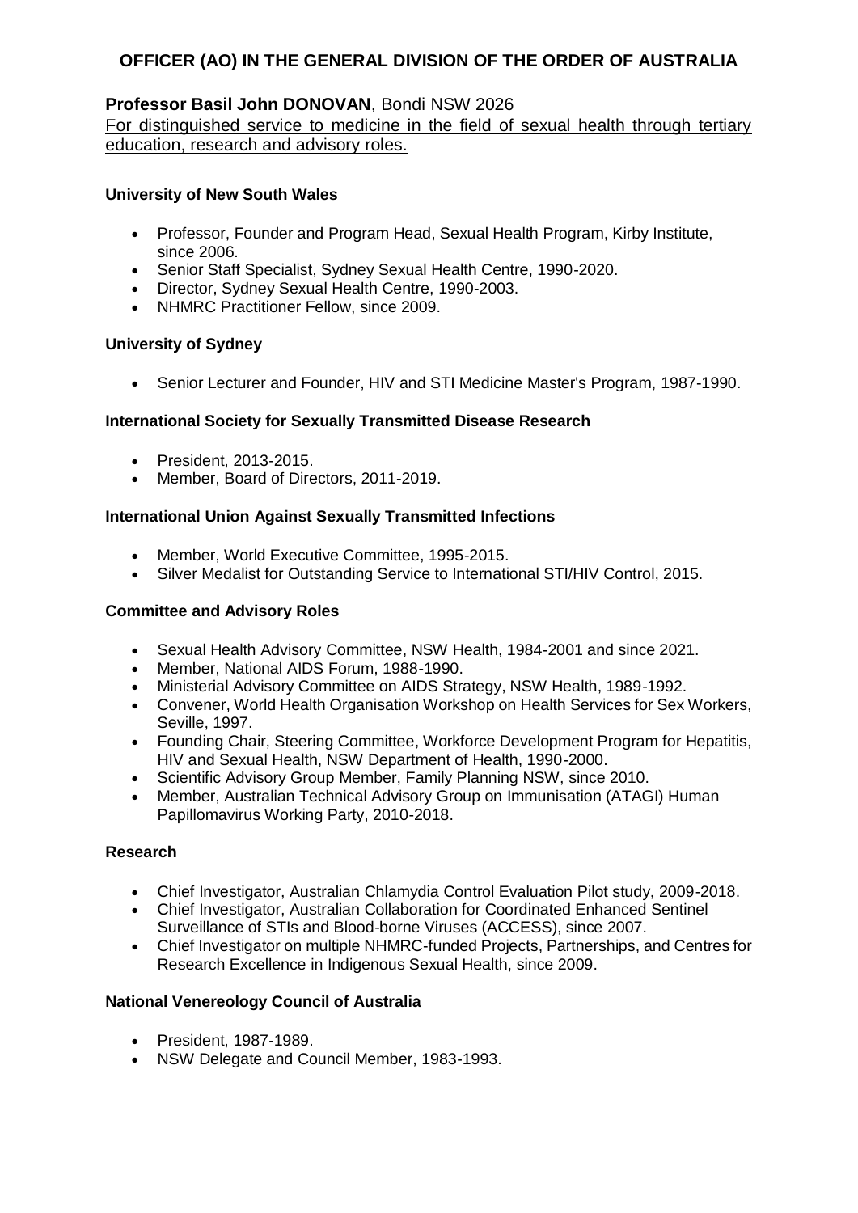## OFFICER (AO) IN THE GENERAL DIVISION OF THE ORDER OF AUSTRALIA

### **Professor Basil John DONOVAN**, Bondi NSW 2026

For distinguished service to medicine in the field of sexual health through tertiary education, research and advisory roles.

**University of New South Wales**

- Professor, Founder and Program Head, Sexual Health Program, Kirby Institute, since 2006.
- Senior Staff Specialist, Sydney Sexual Health Centre, 1990-2020.
- Director, Sydney Sexual Health Centre, 1990-2003.
- NHMRC Practitioner Fellow, since 2009.

**University of Sydney**

- Senior Lecturer and Founder, HIV and STI Medicine Master's Program, 1987-1990.

**International Society for Sexually Transmitted Disease Research**

- President, 2013-2015.
- Member, Board of Directors, 2011-2019.

**International Union Against Sexually Transmitted Infections**

- Member, World Executive Committee, 1995-2015.
- Silver Medalist for Outstanding Service to International STI/HIV Control, 2015.

**Committee and Advisory Roles**

- Sexual Health Advisory Committee, NSW Health, 1984-2001 and since 2021.
- Member, National AIDS Forum, 1988-1990.
- Ministerial Advisory Committee on AIDS Strategy, NSW Health, 1989-1992.
- Convener, World Health Organisation Workshop on Health Services for Sex Workers, Seville, 1997.
- Founding Chair, Steering Committee, Workforce Development Program for Hepatitis, HIV and Sexual Health, NSW Department of Health, 1990-2000.
- Scientific Advisory Group Member, Family Planning NSW, since 2010.
- Member, Australian Technical Advisory Group on Immunisation (ATAGI) Human Papillomavirus Working Party, 2010-2018.

**Research**

- Chief Investigator, Australian Chlamydia Control Evaluation Pilot study, 2009-2018.
- Chief Investigator, Australian Collaboration for Coordinated Enhanced Sentinel Surveillance of STIs and Blood-borne Viruses (ACCESS), since 2007.
- Chief Investigator on multiple NHMRC-funded Projects, Partnerships, and Centres for Research Excellence in Indigenous Sexual Health, since 2009.

**National Venereology Council of Australia**

- President, 1987-1989.
- NSW Delegate and Council Member, 1983-1993.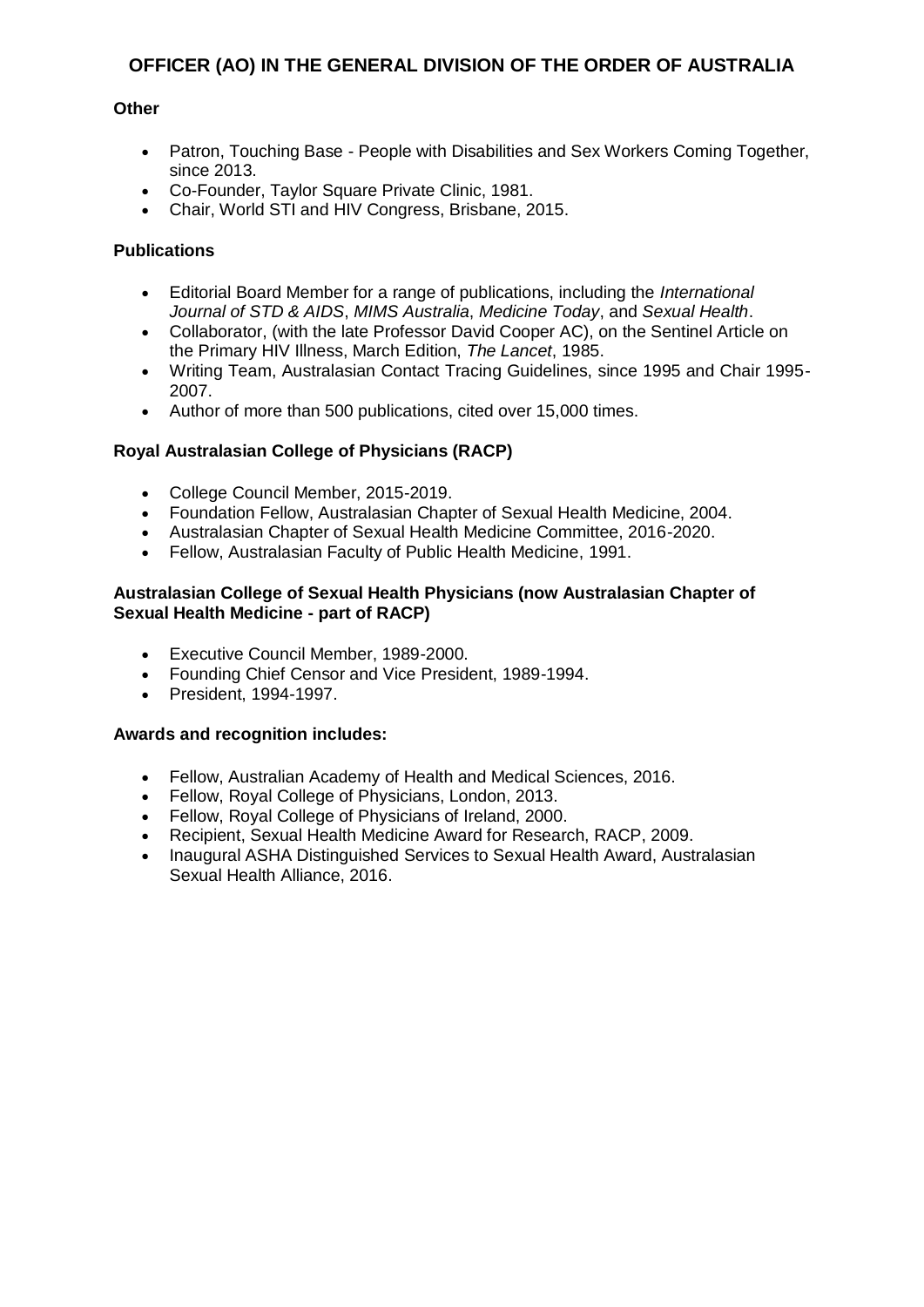# OFFICER (AO) IN THE GENERAL DIVISION OF THE ORDER OF AUSTRALIA

**Other**

- Patron, Touching Base - People with Disabilities and Sex Workers Coming Together, since 2013.
- Co-Founder, Taylor Square Private Clinic, 1981.
- Chair, World STI and HIV Congress, Brisbane, 2015.

**Publications**

- Editorial Board Member for a range of publications, including the *International Journal of STD & AIDS*, *MIMS Australia*, *Medicine Today*, and *Sexual Health*.
- Collaborator, (with the late Professor David Cooper AC), on the Sentinel Article on the Primary HIV Illness, March Edition, *The Lancet*, 1985.
- Writing Team, Australasian Contact Tracing Guidelines, since 1995 and Chair 1995-2007.
- Author of more than 500 publications, cited over 15,000 times.

**Royal Australasian College of Physicians (RACP)**

- College Council Member, 2015-2019.
- Foundation Fellow, Australasian Chapter of Sexual Health Medicine, 2004.
- Australasian Chapter of Sexual Health Medicine Committee, 2016-2020.
- Fellow, Australasian Faculty of Public Health Medicine, 1991.

**Australasian College of Sexual Health Physicians (now Australasian Chapter of Sexual Health Medicine - part of RACP)**

- Executive Council Member, 1989-2000.
- Founding Chief Censor and Vice President, 1989-1994.
- President, 1994-1997.

**Awards and recognition includes:**

- Fellow, Australian Academy of Health and Medical Sciences, 2016.
- Fellow, Royal College of Physicians, London, 2013.
- Fellow, Royal College of Physicians of Ireland, 2000.
- Recipient, Sexual Health Medicine Award for Research, RACP, 2009.
- Inaugural ASHA Distinguished Services to Sexual Health Award, Australasian Sexual Health Alliance, 2016.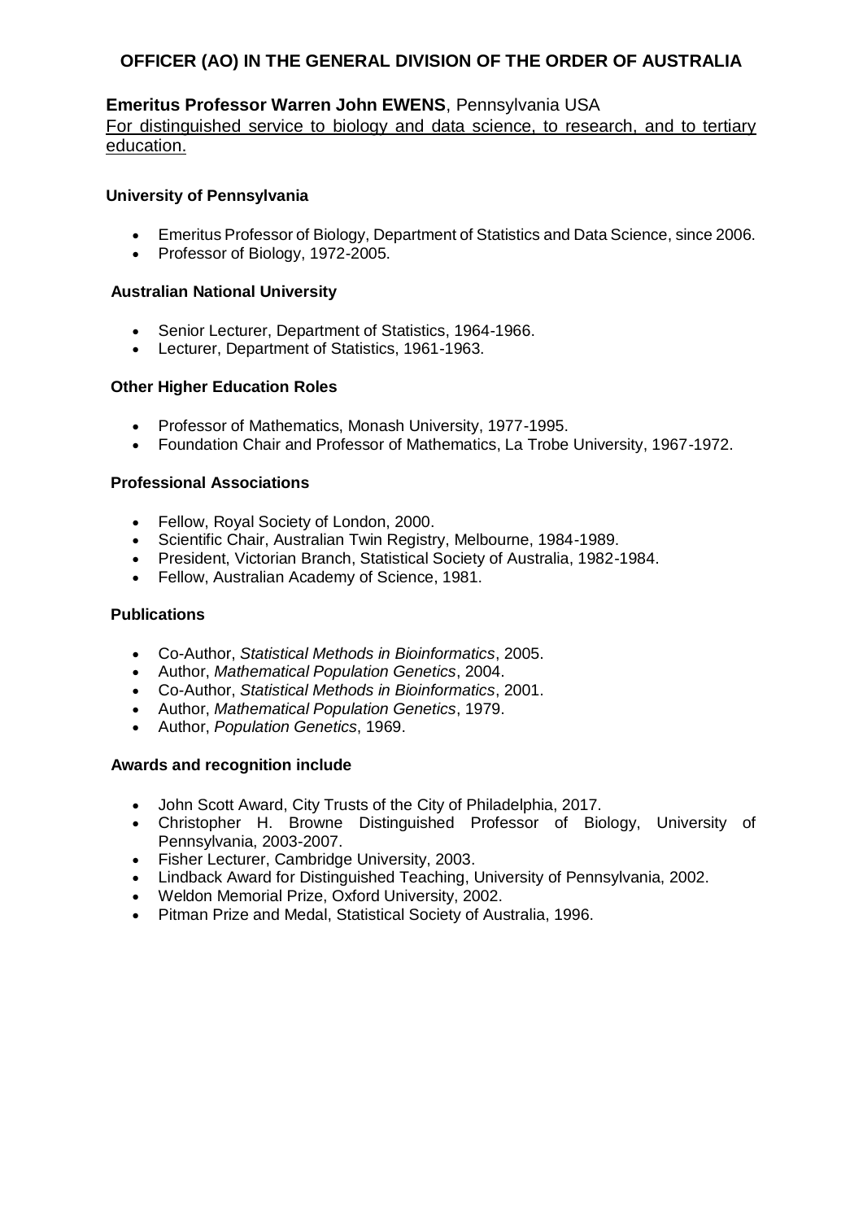## OFFICER (AO) IN THE GENERAL DIVISION OF THE ORDER OF AUSTRALIA

**Emeritus Professor Warren John EWENS**, Pennsylvania USA
For distinguished service to biology and data science, to research, and to tertiary education.

**University of Pennsylvania**

- Emeritus Professor of Biology, Department of Statistics and Data Science, since 2006.
- Professor of Biology, 1972-2005.

**Australian National University**

- Senior Lecturer, Department of Statistics, 1964-1966.
- Lecturer, Department of Statistics, 1961-1963.

**Other Higher Education Roles**

- Professor of Mathematics, Monash University, 1977-1995.
- Foundation Chair and Professor of Mathematics, La Trobe University, 1967-1972.

**Professional Associations**

- Fellow, Royal Society of London, 2000.
- Scientific Chair, Australian Twin Registry, Melbourne, 1984-1989.
- President, Victorian Branch, Statistical Society of Australia, 1982-1984.
- Fellow, Australian Academy of Science, 1981.

**Publications**

- Co-Author, *Statistical Methods in Bioinformatics*, 2005.
- Author, *Mathematical Population Genetics*, 2004.
- Co-Author, *Statistical Methods in Bioinformatics*, 2001.
- Author, *Mathematical Population Genetics*, 1979.
- Author, *Population Genetics*, 1969.

**Awards and recognition include**

- John Scott Award, City Trusts of the City of Philadelphia, 2017.
- Christopher H. Browne Distinguished Professor of Biology, University of Pennsylvania, 2003-2007.
- Fisher Lecturer, Cambridge University, 2003.
- Lindback Award for Distinguished Teaching, University of Pennsylvania, 2002.
- Weldon Memorial Prize, Oxford University, 2002.
- Pitman Prize and Medal, Statistical Society of Australia, 1996.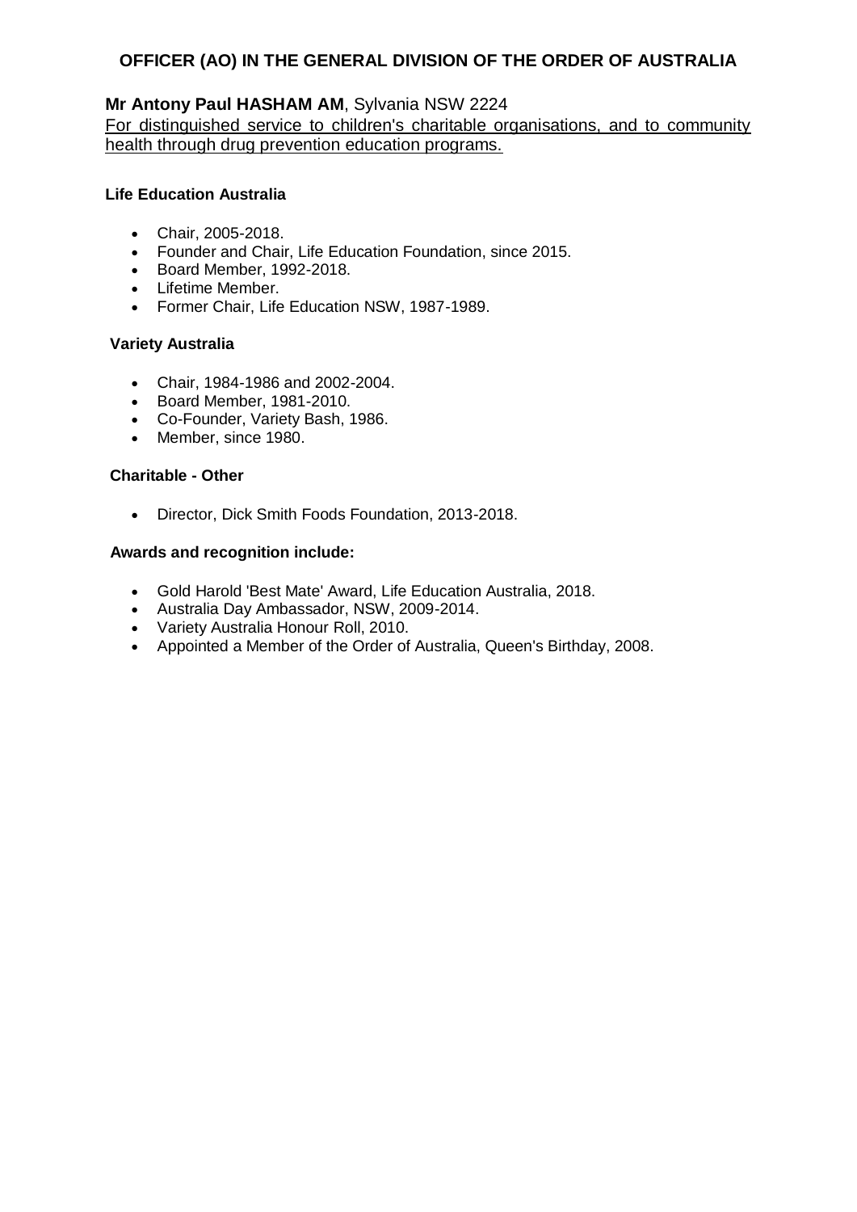## OFFICER (AO) IN THE GENERAL DIVISION OF THE ORDER OF AUSTRALIA

**Mr Antony Paul HASHAM AM**, Sylvania NSW 2224

For distinguished service to children's charitable organisations, and to community health through drug prevention education programs.

**Life Education Australia**

- Chair, 2005-2018.
- Founder and Chair, Life Education Foundation, since 2015.
- Board Member, 1992-2018.
- Lifetime Member.
- Former Chair, Life Education NSW, 1987-1989.

**Variety Australia**

- Chair, 1984-1986 and 2002-2004.
- Board Member, 1981-2010.
- Co-Founder, Variety Bash, 1986.
- Member, since 1980.

**Charitable - Other**

- Director, Dick Smith Foods Foundation, 2013-2018.

**Awards and recognition include:**

- Gold Harold 'Best Mate' Award, Life Education Australia, 2018.
- Australia Day Ambassador, NSW, 2009-2014.
- Variety Australia Honour Roll, 2010.
- Appointed a Member of the Order of Australia, Queen's Birthday, 2008.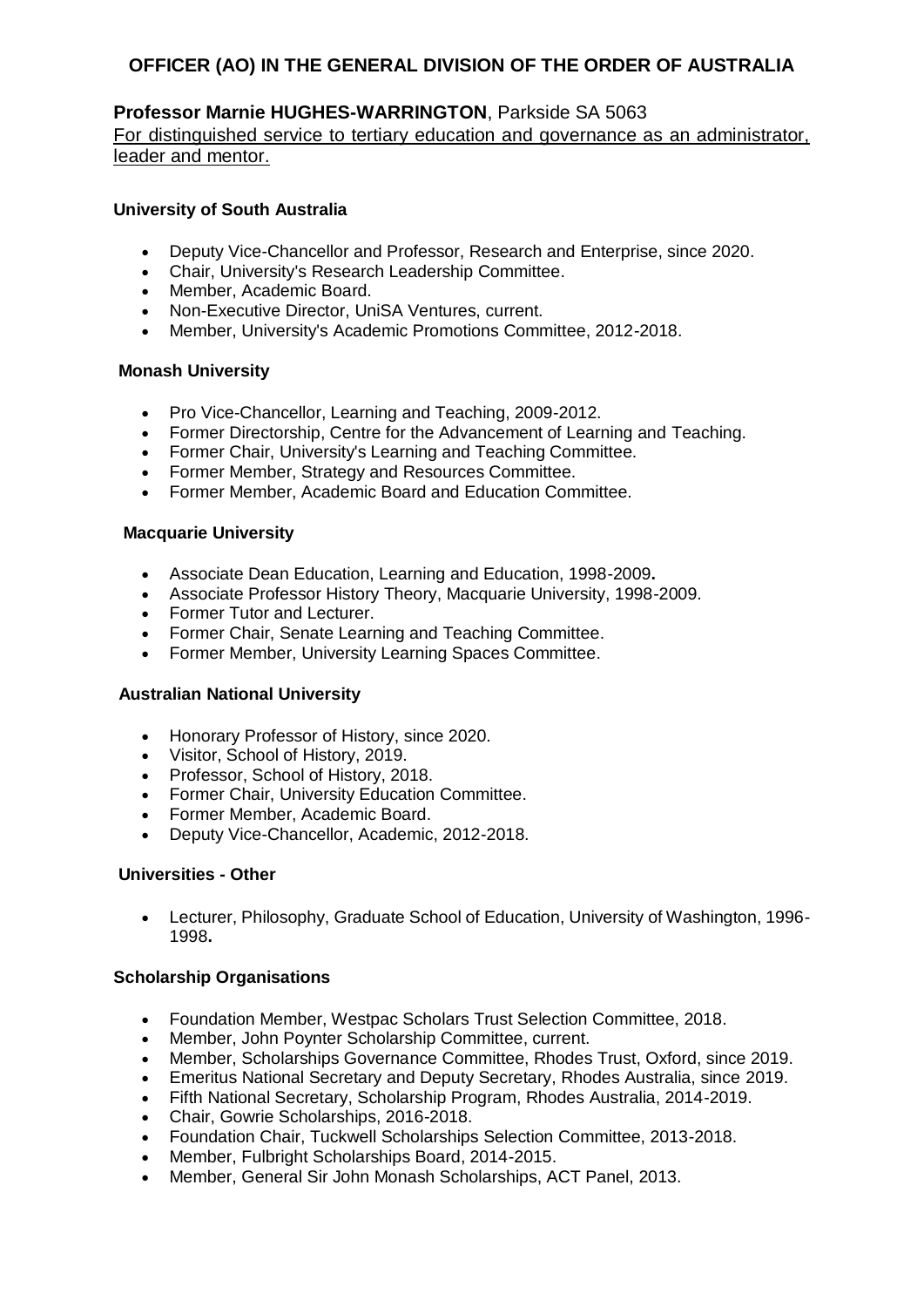## OFFICER (AO) IN THE GENERAL DIVISION OF THE ORDER OF AUSTRALIA

**Professor Marnie HUGHES-WARRINGTON**, Parkside SA 5063

For distinguished service to tertiary education and governance as an administrator, leader and mentor.

**University of South Australia**

- Deputy Vice-Chancellor and Professor, Research and Enterprise, since 2020.
- Chair, University's Research Leadership Committee.
- Member, Academic Board.
- Non-Executive Director, UniSA Ventures, current.
- Member, University's Academic Promotions Committee, 2012-2018.

**Monash University**

- Pro Vice-Chancellor, Learning and Teaching, 2009-2012.
- Former Directorship, Centre for the Advancement of Learning and Teaching.
- Former Chair, University's Learning and Teaching Committee.
- Former Member, Strategy and Resources Committee.
- Former Member, Academic Board and Education Committee.

**Macquarie University**

- Associate Dean Education, Learning and Education, 1998-2009**.**
- Associate Professor History Theory, Macquarie University, 1998-2009.
- Former Tutor and Lecturer.
- Former Chair, Senate Learning and Teaching Committee.
- Former Member, University Learning Spaces Committee.

**Australian National University**

- Honorary Professor of History, since 2020.
- Visitor, School of History, 2019.
- Professor, School of History, 2018.
- Former Chair, University Education Committee.
- Former Member, Academic Board.
- Deputy Vice-Chancellor, Academic, 2012-2018.

**Universities - Other**

- Lecturer, Philosophy, Graduate School of Education, University of Washington, 1996-1998**.**

**Scholarship Organisations**

- Foundation Member, Westpac Scholars Trust Selection Committee, 2018.
- Member, John Poynter Scholarship Committee, current.
- Member, Scholarships Governance Committee, Rhodes Trust, Oxford, since 2019.
- Emeritus National Secretary and Deputy Secretary, Rhodes Australia, since 2019.
- Fifth National Secretary, Scholarship Program, Rhodes Australia, 2014-2019.
- Chair, Gowrie Scholarships, 2016-2018.
- Foundation Chair, Tuckwell Scholarships Selection Committee, 2013-2018.
- Member, Fulbright Scholarships Board, 2014-2015.
- Member, General Sir John Monash Scholarships, ACT Panel, 2013.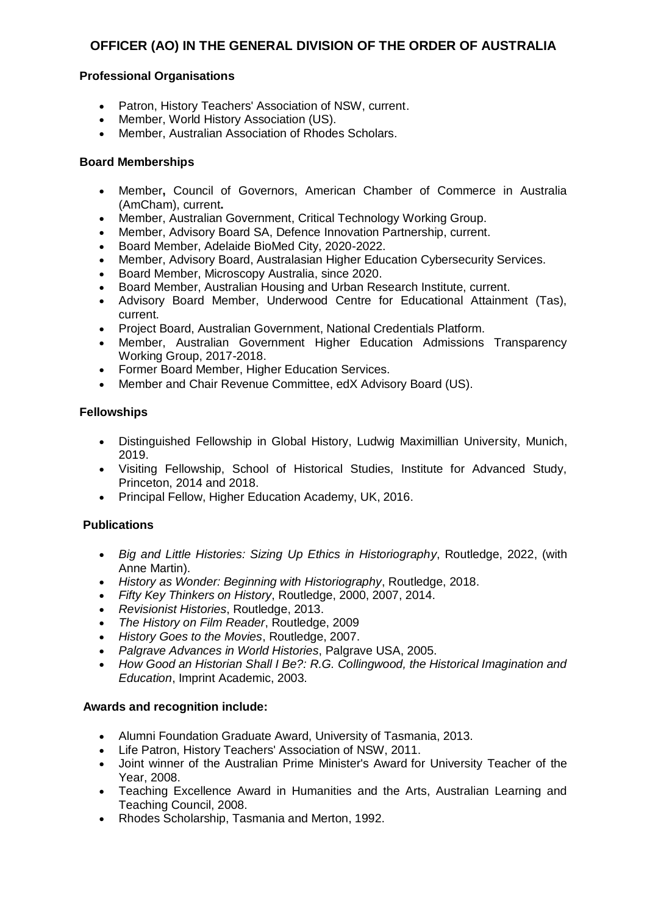# OFFICER (AO) IN THE GENERAL DIVISION OF THE ORDER OF AUSTRALIA

### Professional Organisations

- Patron, History Teachers' Association of NSW, current.
- Member, World History Association (US).
- Member, Australian Association of Rhodes Scholars.

### Board Memberships

- Member**,** Council of Governors, American Chamber of Commerce in Australia (AmCham), current**.**
- Member, Australian Government, Critical Technology Working Group.
- Member, Advisory Board SA, Defence Innovation Partnership, current.
- Board Member, Adelaide BioMed City, 2020-2022.
- Member, Advisory Board, Australasian Higher Education Cybersecurity Services.
- Board Member, Microscopy Australia, since 2020.
- Board Member, Australian Housing and Urban Research Institute, current.
- Advisory Board Member, Underwood Centre for Educational Attainment (Tas), current.
- Project Board, Australian Government, National Credentials Platform.
- Member, Australian Government Higher Education Admissions Transparency Working Group, 2017-2018.
- Former Board Member, Higher Education Services.
- Member and Chair Revenue Committee, edX Advisory Board (US).

### Fellowships

- Distinguished Fellowship in Global History, Ludwig Maximillian University, Munich, 2019.
- Visiting Fellowship, School of Historical Studies, Institute for Advanced Study, Princeton, 2014 and 2018.
- Principal Fellow, Higher Education Academy, UK, 2016.

### Publications

- *Big and Little Histories: Sizing Up Ethics in Historiography*, Routledge, 2022, (with Anne Martin).
- *History as Wonder: Beginning with Historiography*, Routledge, 2018.
- *Fifty Key Thinkers on History*, Routledge, 2000, 2007, 2014.
- *Revisionist Histories*, Routledge, 2013.
- *The History on Film Reader*, Routledge, 2009
- *History Goes to the Movies*, Routledge, 2007.
- *Palgrave Advances in World Histories*, Palgrave USA, 2005.
- *How Good an Historian Shall I Be?: R.G. Collingwood, the Historical Imagination and Education*, Imprint Academic, 2003.

### Awards and recognition include:

- Alumni Foundation Graduate Award, University of Tasmania, 2013.
- Life Patron, History Teachers' Association of NSW, 2011.
- Joint winner of the Australian Prime Minister's Award for University Teacher of the Year, 2008.
- Teaching Excellence Award in Humanities and the Arts, Australian Learning and Teaching Council, 2008.
- Rhodes Scholarship, Tasmania and Merton, 1992.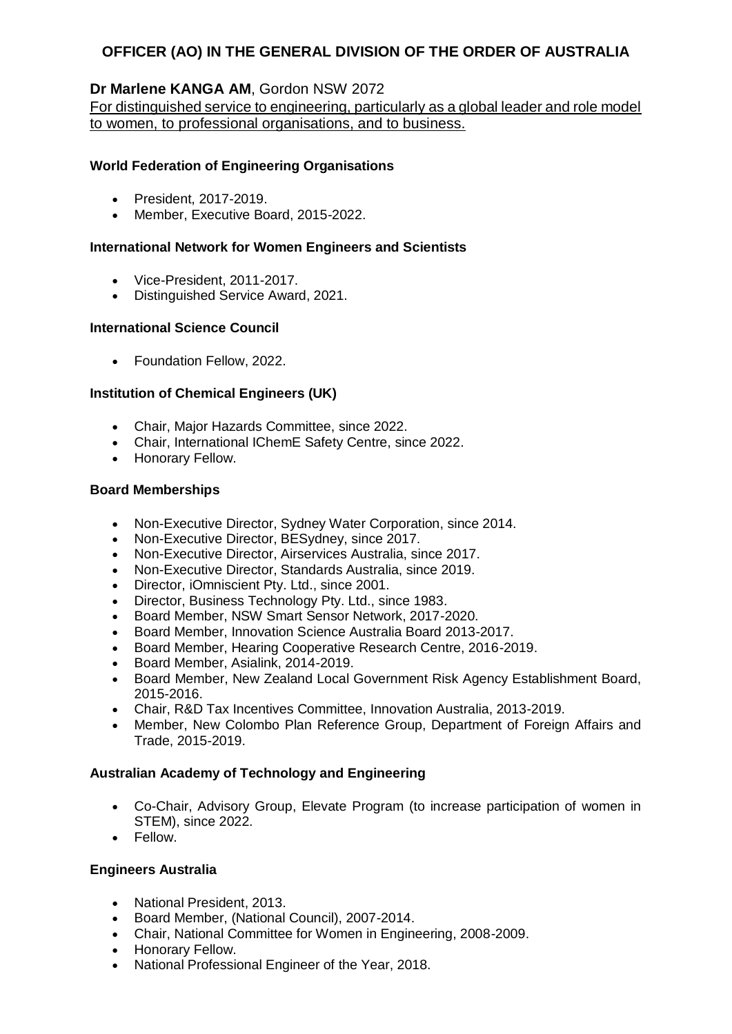# OFFICER (AO) IN THE GENERAL DIVISION OF THE ORDER OF AUSTRALIA

**Dr Marlene KANGA AM**, Gordon NSW 2072

For distinguished service to engineering, particularly as a global leader and role model to women, to professional organisations, and to business.

**World Federation of Engineering Organisations**

- President, 2017-2019.
- Member, Executive Board, 2015-2022.

**International Network for Women Engineers and Scientists**

- Vice-President, 2011-2017.
- Distinguished Service Award, 2021.

**International Science Council**

- Foundation Fellow, 2022.

**Institution of Chemical Engineers (UK)**

- Chair, Major Hazards Committee, since 2022.
- Chair, International IChemE Safety Centre, since 2022.
- Honorary Fellow.

**Board Memberships**

- Non-Executive Director, Sydney Water Corporation, since 2014.
- Non-Executive Director, BESydney, since 2017.
- Non-Executive Director, Airservices Australia, since 2017.
- Non-Executive Director, Standards Australia, since 2019.
- Director, iOmniscient Pty. Ltd., since 2001.
- Director, Business Technology Pty. Ltd., since 1983.
- Board Member, NSW Smart Sensor Network, 2017-2020.
- Board Member, Innovation Science Australia Board 2013-2017.
- Board Member, Hearing Cooperative Research Centre, 2016-2019.
- Board Member, Asialink, 2014-2019.
- Board Member, New Zealand Local Government Risk Agency Establishment Board, 2015-2016.
- Chair, R&D Tax Incentives Committee, Innovation Australia, 2013-2019.
- Member, New Colombo Plan Reference Group, Department of Foreign Affairs and Trade, 2015-2019.

**Australian Academy of Technology and Engineering**

- Co-Chair, Advisory Group, Elevate Program (to increase participation of women in STEM), since 2022.
- Fellow.

**Engineers Australia**

- National President, 2013.
- Board Member, (National Council), 2007-2014.
- Chair, National Committee for Women in Engineering, 2008-2009.
- Honorary Fellow.
- National Professional Engineer of the Year, 2018.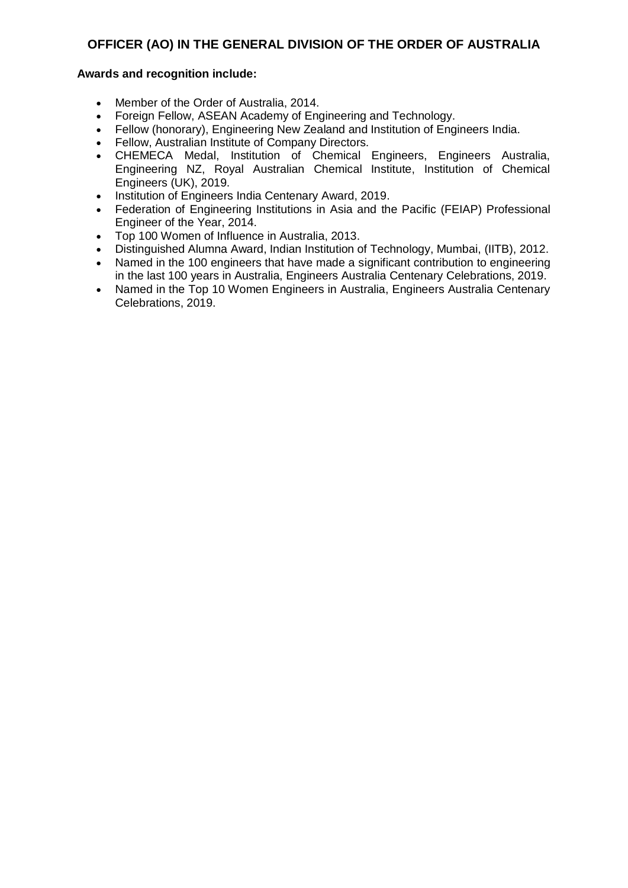## OFFICER (AO) IN THE GENERAL DIVISION OF THE ORDER OF AUSTRALIA

**Awards and recognition include:**

- Member of the Order of Australia, 2014.
- Foreign Fellow, ASEAN Academy of Engineering and Technology.
- Fellow (honorary), Engineering New Zealand and Institution of Engineers India.
- Fellow, Australian Institute of Company Directors.
- CHEMECA Medal, Institution of Chemical Engineers, Engineers Australia, Engineering NZ, Royal Australian Chemical Institute, Institution of Chemical Engineers (UK), 2019.
- Institution of Engineers India Centenary Award, 2019.
- Federation of Engineering Institutions in Asia and the Pacific (FEIAP) Professional Engineer of the Year, 2014.
- Top 100 Women of Influence in Australia, 2013.
- Distinguished Alumna Award, Indian Institution of Technology, Mumbai, (IITB), 2012.
- Named in the 100 engineers that have made a significant contribution to engineering in the last 100 years in Australia, Engineers Australia Centenary Celebrations, 2019.
- Named in the Top 10 Women Engineers in Australia, Engineers Australia Centenary Celebrations, 2019.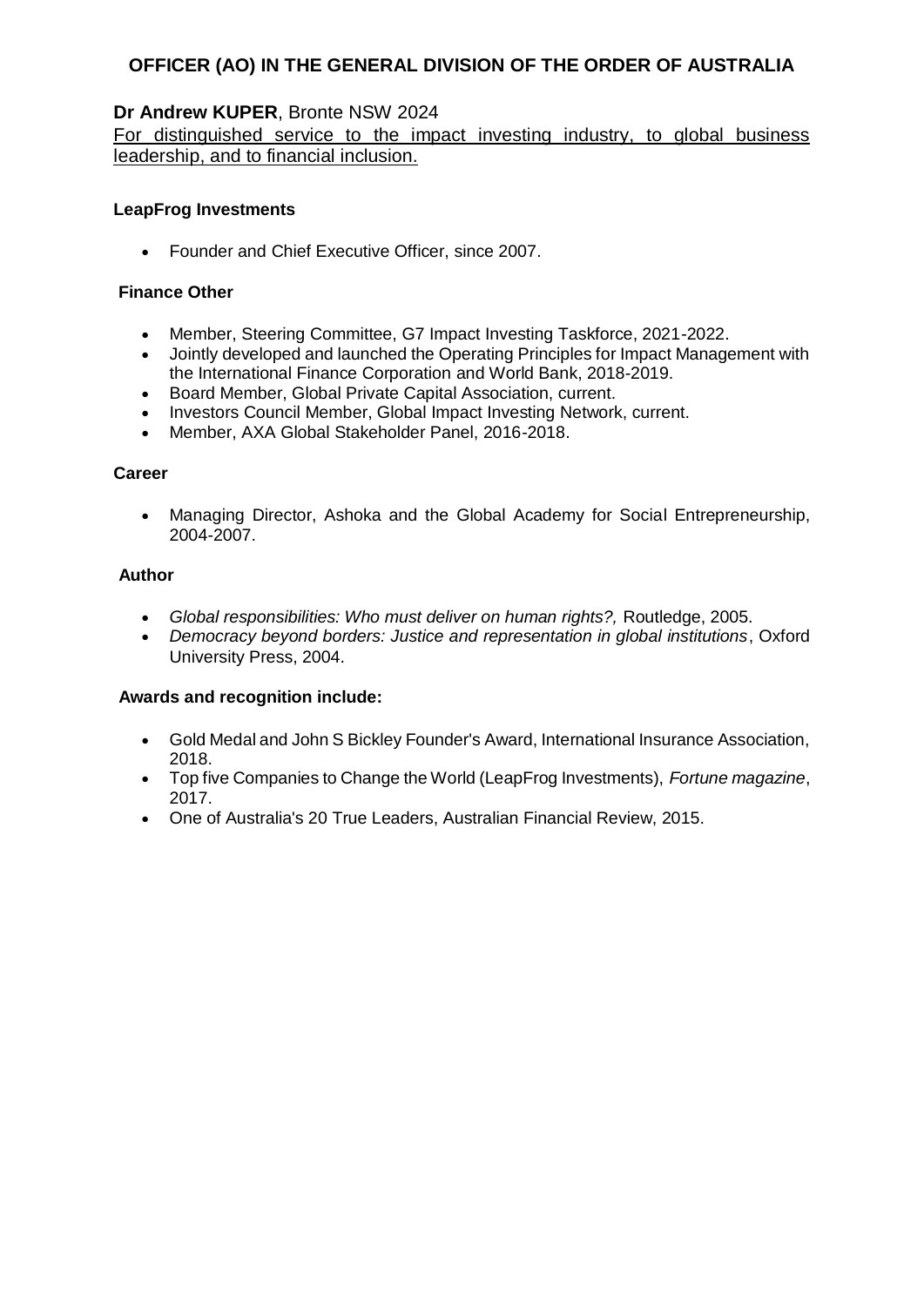## OFFICER (AO) IN THE GENERAL DIVISION OF THE ORDER OF AUSTRALIA

**Dr Andrew KUPER**, Bronte NSW 2024

For distinguished service to the impact investing industry, to global business leadership, and to financial inclusion.

**LeapFrog Investments**

- Founder and Chief Executive Officer, since 2007.

**Finance Other**

- Member, Steering Committee, G7 Impact Investing Taskforce, 2021-2022.
- Jointly developed and launched the Operating Principles for Impact Management with the International Finance Corporation and World Bank, 2018-2019.
- Board Member, Global Private Capital Association, current.
- Investors Council Member, Global Impact Investing Network, current.
- Member, AXA Global Stakeholder Panel, 2016-2018.

**Career**

- Managing Director, Ashoka and the Global Academy for Social Entrepreneurship, 2004-2007.

**Author**

- *Global responsibilities: Who must deliver on human rights?,* Routledge, 2005.
- *Democracy beyond borders: Justice and representation in global institutions*, Oxford University Press, 2004.

**Awards and recognition include:**

- Gold Medal and John S Bickley Founder's Award, International Insurance Association, 2018.
- Top five Companies to Change the World (LeapFrog Investments), *Fortune magazine*, 2017.
- One of Australia's 20 True Leaders, Australian Financial Review, 2015.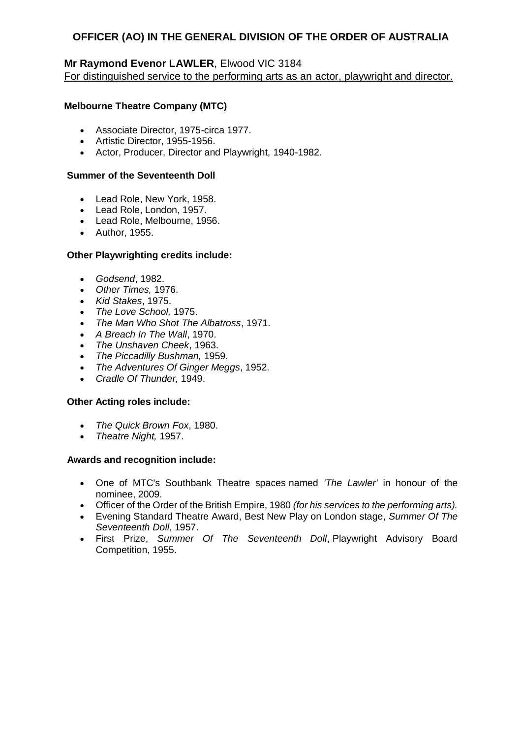## OFFICER (AO) IN THE GENERAL DIVISION OF THE ORDER OF AUSTRALIA

**Mr Raymond Evenor LAWLER**, Elwood VIC 3184

For distinguished service to the performing arts as an actor, playwright and director.

**Melbourne Theatre Company (MTC)**

- Associate Director, 1975-circa 1977.
- Artistic Director, 1955-1956.
- Actor, Producer, Director and Playwright, 1940-1982.

**Summer of the Seventeenth Doll**

- Lead Role, New York, 1958.
- Lead Role, London, 1957.
- Lead Role, Melbourne, 1956.
- Author, 1955.

**Other Playwrighting credits include:**

- *Godsend*, 1982.
- *Other Times,* 1976.
- *Kid Stakes*, 1975.
- *The Love School,* 1975.
- *The Man Who Shot The Albatross*, 1971.
- *A Breach In The Wall*, 1970.
- *The Unshaven Cheek*, 1963.
- *The Piccadilly Bushman,* 1959.
- *The Adventures Of Ginger Meggs*, 1952.
- *Cradle Of Thunder,* 1949.

**Other Acting roles include:**

- *The Quick Brown Fox*, 1980.
- *Theatre Night,* 1957.

**Awards and recognition include:**

- One of MTC's Southbank Theatre spaces named *'The Lawler'* in honour of the nominee, 2009.
- Officer of the Order of the British Empire, 1980 *(for his services to the performing arts).*
- Evening Standard Theatre Award, Best New Play on London stage, *Summer Of The Seventeenth Doll*, 1957.
- First Prize, *Summer Of The Seventeenth Doll*, Playwright Advisory Board Competition, 1955.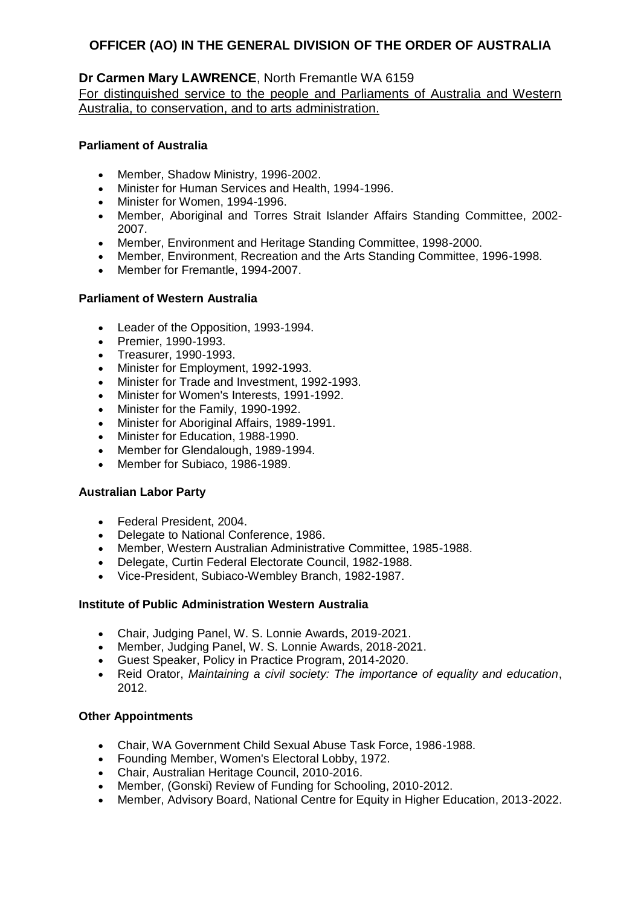## OFFICER (AO) IN THE GENERAL DIVISION OF THE ORDER OF AUSTRALIA

**Dr Carmen Mary LAWRENCE**, North Fremantle WA 6159
For distinguished service to the people and Parliaments of Australia and Western Australia, to conservation, and to arts administration.

**Parliament of Australia**

- Member, Shadow Ministry, 1996-2002.
- Minister for Human Services and Health, 1994-1996.
- Minister for Women, 1994-1996.
- Member, Aboriginal and Torres Strait Islander Affairs Standing Committee, 2002-2007.
- Member, Environment and Heritage Standing Committee, 1998-2000.
- Member, Environment, Recreation and the Arts Standing Committee, 1996-1998.
- Member for Fremantle, 1994-2007.

**Parliament of Western Australia**

- Leader of the Opposition, 1993-1994.
- Premier, 1990-1993.
- Treasurer, 1990-1993.
- Minister for Employment, 1992-1993.
- Minister for Trade and Investment, 1992-1993.
- Minister for Women's Interests, 1991-1992.
- Minister for the Family, 1990-1992.
- Minister for Aboriginal Affairs, 1989-1991.
- Minister for Education, 1988-1990.
- Member for Glendalough, 1989-1994.
- Member for Subiaco, 1986-1989.

**Australian Labor Party**

- Federal President, 2004.
- Delegate to National Conference, 1986.
- Member, Western Australian Administrative Committee, 1985-1988.
- Delegate, Curtin Federal Electorate Council, 1982-1988.
- Vice-President, Subiaco-Wembley Branch, 1982-1987.

**Institute of Public Administration Western Australia**

- Chair, Judging Panel, W. S. Lonnie Awards, 2019-2021.
- Member, Judging Panel, W. S. Lonnie Awards, 2018-2021.
- Guest Speaker, Policy in Practice Program, 2014-2020.
- Reid Orator, *Maintaining a civil society: The importance of equality and education*, 2012.

**Other Appointments**

- Chair, WA Government Child Sexual Abuse Task Force, 1986-1988.
- Founding Member, Women's Electoral Lobby, 1972.
- Chair, Australian Heritage Council, 2010-2016.
- Member, (Gonski) Review of Funding for Schooling, 2010-2012.
- Member, Advisory Board, National Centre for Equity in Higher Education, 2013-2022.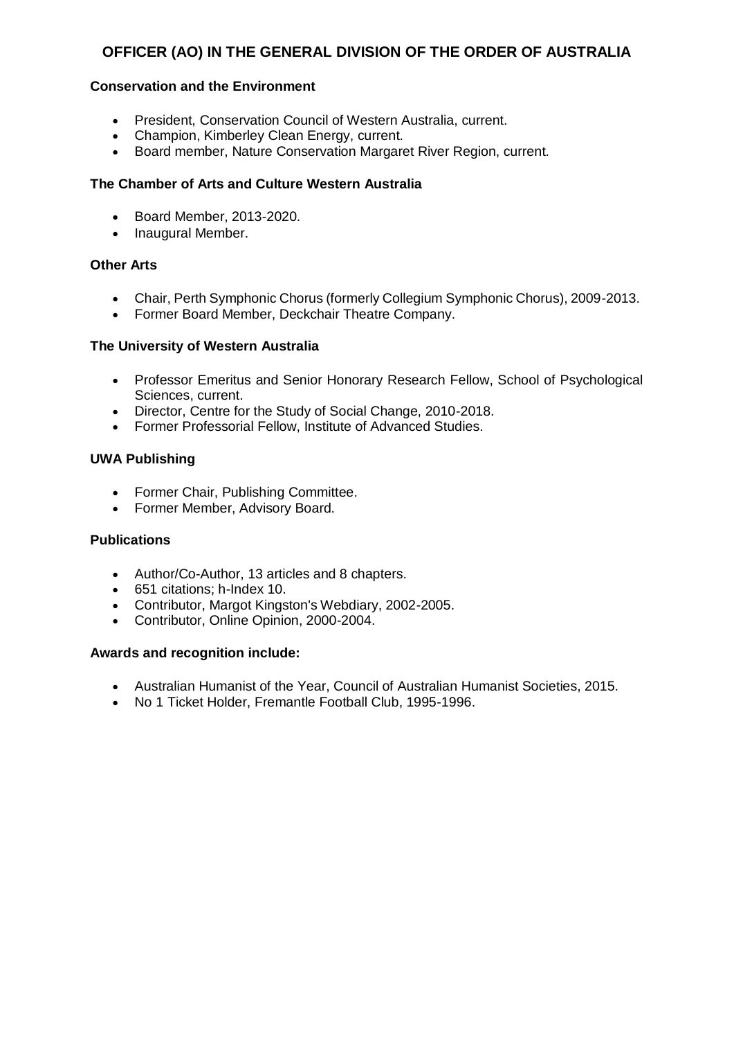## OFFICER (AO) IN THE GENERAL DIVISION OF THE ORDER OF AUSTRALIA

**Conservation and the Environment**

- President, Conservation Council of Western Australia, current.
- Champion, Kimberley Clean Energy, current.
- Board member, Nature Conservation Margaret River Region, current.

**The Chamber of Arts and Culture Western Australia**

- Board Member, 2013-2020.
- Inaugural Member.

**Other Arts**

- Chair, Perth Symphonic Chorus (formerly Collegium Symphonic Chorus), 2009-2013.
- Former Board Member, Deckchair Theatre Company.

**The University of Western Australia**

- Professor Emeritus and Senior Honorary Research Fellow, School of Psychological Sciences, current.
- Director, Centre for the Study of Social Change, 2010-2018.
- Former Professorial Fellow, Institute of Advanced Studies.

**UWA Publishing**

- Former Chair, Publishing Committee.
- Former Member, Advisory Board.

**Publications**

- Author/Co-Author, 13 articles and 8 chapters.
- 651 citations; h-Index 10.
- Contributor, Margot Kingston's Webdiary, 2002-2005.
- Contributor, Online Opinion, 2000-2004.

**Awards and recognition include:**

- Australian Humanist of the Year, Council of Australian Humanist Societies, 2015.
- No 1 Ticket Holder, Fremantle Football Club, 1995-1996.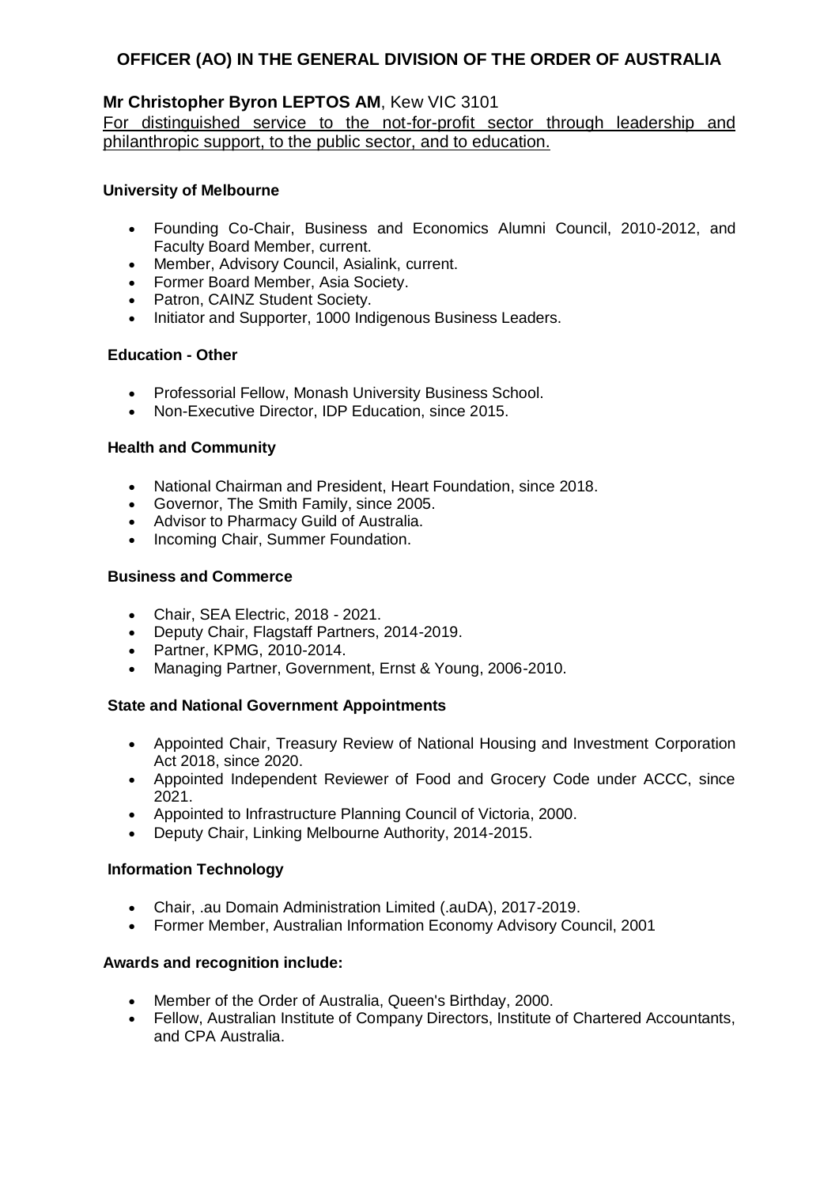## OFFICER (AO) IN THE GENERAL DIVISION OF THE ORDER OF AUSTRALIA

### **Mr Christopher Byron LEPTOS AM**, Kew VIC 3101

For distinguished service to the not-for-profit sector through leadership and philanthropic support, to the public sector, and to education.

**University of Melbourne**

- Founding Co-Chair, Business and Economics Alumni Council, 2010-2012, and Faculty Board Member, current.
- Member, Advisory Council, Asialink, current.
- Former Board Member, Asia Society.
- Patron, CAINZ Student Society.
- Initiator and Supporter, 1000 Indigenous Business Leaders.

**Education - Other**

- Professorial Fellow, Monash University Business School.
- Non-Executive Director, IDP Education, since 2015.

**Health and Community**

- National Chairman and President, Heart Foundation, since 2018.
- Governor, The Smith Family, since 2005.
- Advisor to Pharmacy Guild of Australia.
- Incoming Chair, Summer Foundation.

**Business and Commerce**

- Chair, SEA Electric, 2018 - 2021.
- Deputy Chair, Flagstaff Partners, 2014-2019.
- Partner, KPMG, 2010-2014.
- Managing Partner, Government, Ernst & Young, 2006-2010.

**State and National Government Appointments**

- Appointed Chair, Treasury Review of National Housing and Investment Corporation Act 2018, since 2020.
- Appointed Independent Reviewer of Food and Grocery Code under ACCC, since 2021.
- Appointed to Infrastructure Planning Council of Victoria, 2000.
- Deputy Chair, Linking Melbourne Authority, 2014-2015.

**Information Technology**

- Chair, .au Domain Administration Limited (.auDA), 2017-2019.
- Former Member, Australian Information Economy Advisory Council, 2001

**Awards and recognition include:**

- Member of the Order of Australia, Queen's Birthday, 2000.
- Fellow, Australian Institute of Company Directors, Institute of Chartered Accountants, and CPA Australia.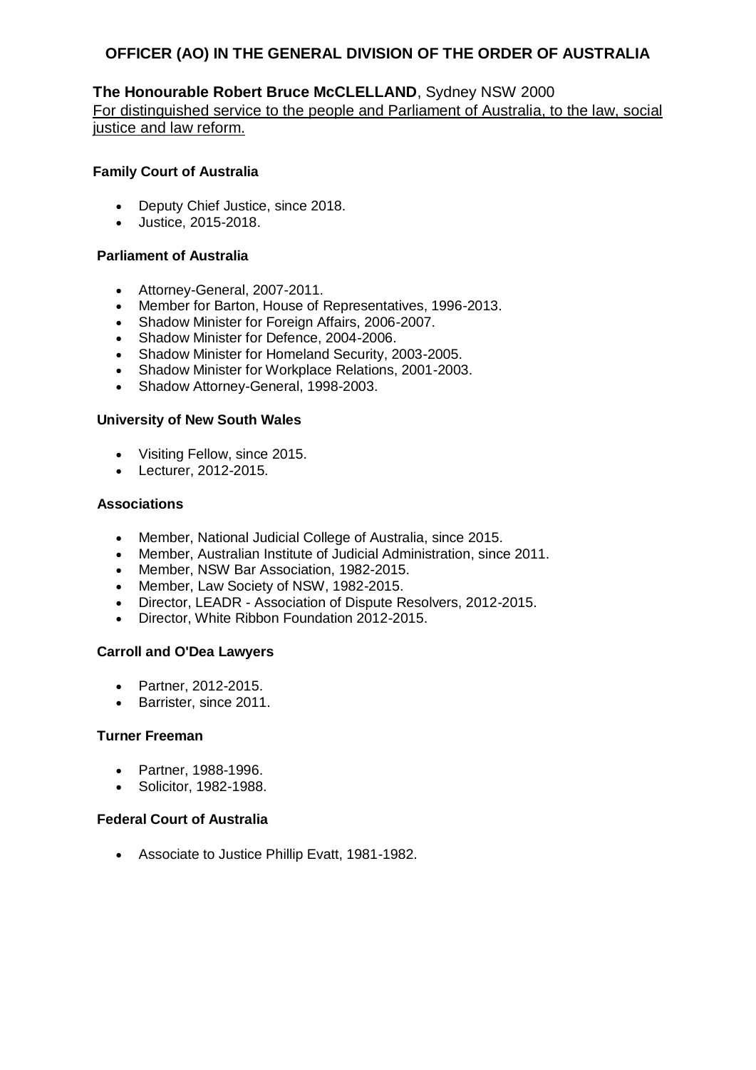# OFFICER (AO) IN THE GENERAL DIVISION OF THE ORDER OF AUSTRALIA

**The Honourable Robert Bruce McCLELLAND**, Sydney NSW 2000

For distinguished service to the people and Parliament of Australia, to the law, social justice and law reform.

**Family Court of Australia**

- Deputy Chief Justice, since 2018.
- Justice, 2015-2018.

**Parliament of Australia**

- Attorney-General, 2007-2011.
- Member for Barton, House of Representatives, 1996-2013.
- Shadow Minister for Foreign Affairs, 2006-2007.
- Shadow Minister for Defence, 2004-2006.
- Shadow Minister for Homeland Security, 2003-2005.
- Shadow Minister for Workplace Relations, 2001-2003.
- Shadow Attorney-General, 1998-2003.

**University of New South Wales**

- Visiting Fellow, since 2015.
- Lecturer, 2012-2015.

**Associations**

- Member, National Judicial College of Australia, since 2015.
- Member, Australian Institute of Judicial Administration, since 2011.
- Member, NSW Bar Association, 1982-2015.
- Member, Law Society of NSW, 1982-2015.
- Director, LEADR - Association of Dispute Resolvers, 2012-2015.
- Director, White Ribbon Foundation 2012-2015.

**Carroll and O'Dea Lawyers**

- Partner, 2012-2015.
- Barrister, since 2011.

**Turner Freeman**

- Partner, 1988-1996.
- Solicitor, 1982-1988.

**Federal Court of Australia**

- Associate to Justice Phillip Evatt, 1981-1982.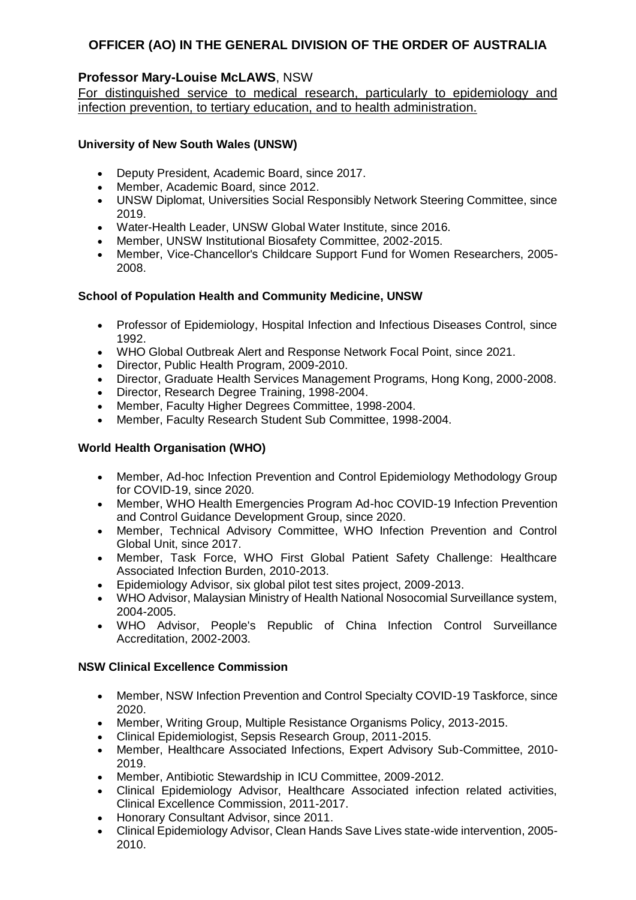# OFFICER (AO) IN THE GENERAL DIVISION OF THE ORDER OF AUSTRALIA

## Professor Mary-Louise McLAWS, NSW

For distinguished service to medical research, particularly to epidemiology and infection prevention, to tertiary education, and to health administration.

### University of New South Wales (UNSW)

- Deputy President, Academic Board, since 2017.
- Member, Academic Board, since 2012.
- UNSW Diplomat, Universities Social Responsibly Network Steering Committee, since 2019.
- Water-Health Leader, UNSW Global Water Institute, since 2016.
- Member, UNSW Institutional Biosafety Committee, 2002-2015.
- Member, Vice-Chancellor's Childcare Support Fund for Women Researchers, 2005-2008.

### School of Population Health and Community Medicine, UNSW

- Professor of Epidemiology, Hospital Infection and Infectious Diseases Control, since 1992.
- WHO Global Outbreak Alert and Response Network Focal Point, since 2021.
- Director, Public Health Program, 2009-2010.
- Director, Graduate Health Services Management Programs, Hong Kong, 2000-2008.
- Director, Research Degree Training, 1998-2004.
- Member, Faculty Higher Degrees Committee, 1998-2004.
- Member, Faculty Research Student Sub Committee, 1998-2004.

### World Health Organisation (WHO)

- Member, Ad-hoc Infection Prevention and Control Epidemiology Methodology Group for COVID-19, since 2020.
- Member, WHO Health Emergencies Program Ad-hoc COVID-19 Infection Prevention and Control Guidance Development Group, since 2020.
- Member, Technical Advisory Committee, WHO Infection Prevention and Control Global Unit, since 2017.
- Member, Task Force, WHO First Global Patient Safety Challenge: Healthcare Associated Infection Burden, 2010-2013.
- Epidemiology Advisor, six global pilot test sites project, 2009-2013.
- WHO Advisor, Malaysian Ministry of Health National Nosocomial Surveillance system, 2004-2005.
- WHO Advisor, People's Republic of China Infection Control Surveillance Accreditation, 2002-2003.

### NSW Clinical Excellence Commission

- Member, NSW Infection Prevention and Control Specialty COVID-19 Taskforce, since 2020.
- Member, Writing Group, Multiple Resistance Organisms Policy, 2013-2015.
- Clinical Epidemiologist, Sepsis Research Group, 2011-2015.
- Member, Healthcare Associated Infections, Expert Advisory Sub-Committee, 2010-2019.
- Member, Antibiotic Stewardship in ICU Committee, 2009-2012.
- Clinical Epidemiology Advisor, Healthcare Associated infection related activities, Clinical Excellence Commission, 2011-2017.
- Honorary Consultant Advisor, since 2011.
- Clinical Epidemiology Advisor, Clean Hands Save Lives state-wide intervention, 2005-2010.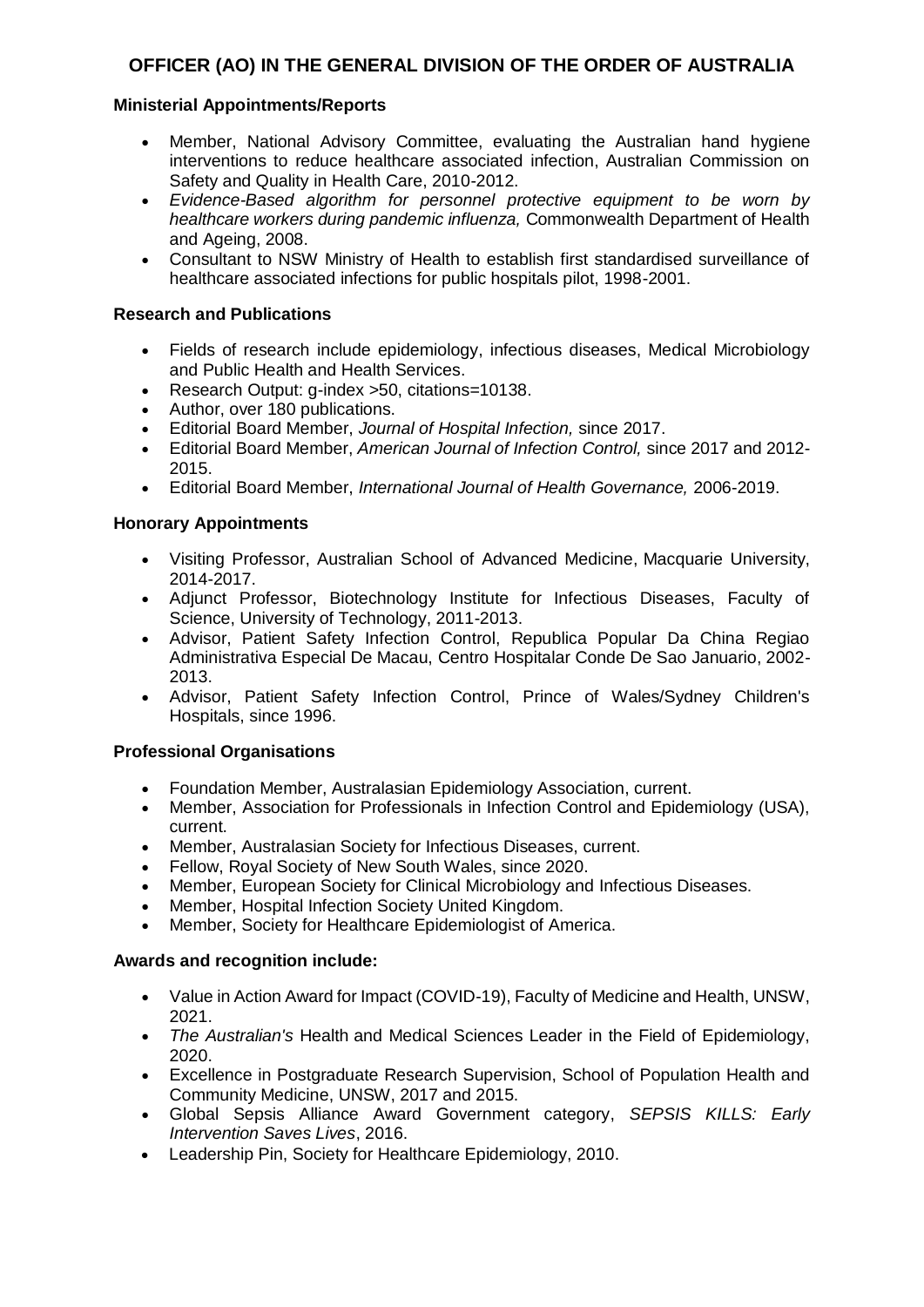## OFFICER (AO) IN THE GENERAL DIVISION OF THE ORDER OF AUSTRALIA

**Ministerial Appointments/Reports**

- Member, National Advisory Committee, evaluating the Australian hand hygiene interventions to reduce healthcare associated infection, Australian Commission on Safety and Quality in Health Care, 2010-2012.
- *Evidence-Based algorithm for personnel protective equipment to be worn by healthcare workers during pandemic influenza,* Commonwealth Department of Health and Ageing, 2008.
- Consultant to NSW Ministry of Health to establish first standardised surveillance of healthcare associated infections for public hospitals pilot, 1998-2001.

**Research and Publications**

- Fields of research include epidemiology, infectious diseases, Medical Microbiology and Public Health and Health Services.
- Research Output: g-index >50, citations=10138.
- Author, over 180 publications.
- Editorial Board Member, *Journal of Hospital Infection,* since 2017.
- Editorial Board Member, *American Journal of Infection Control,* since 2017 and 2012-2015.
- Editorial Board Member, *International Journal of Health Governance,* 2006-2019.

**Honorary Appointments**

- Visiting Professor, Australian School of Advanced Medicine, Macquarie University, 2014-2017.
- Adjunct Professor, Biotechnology Institute for Infectious Diseases, Faculty of Science, University of Technology, 2011-2013.
- Advisor, Patient Safety Infection Control, Republica Popular Da China Regiao Administrativa Especial De Macau, Centro Hospitalar Conde De Sao Januario, 2002-2013.
- Advisor, Patient Safety Infection Control, Prince of Wales/Sydney Children's Hospitals, since 1996.

**Professional Organisations**

- Foundation Member, Australasian Epidemiology Association, current.
- Member, Association for Professionals in Infection Control and Epidemiology (USA), current.
- Member, Australasian Society for Infectious Diseases, current.
- Fellow, Royal Society of New South Wales, since 2020.
- Member, European Society for Clinical Microbiology and Infectious Diseases.
- Member, Hospital Infection Society United Kingdom.
- Member, Society for Healthcare Epidemiologist of America.

**Awards and recognition include:**

- Value in Action Award for Impact (COVID-19), Faculty of Medicine and Health, UNSW, 2021.
- *The Australian's* Health and Medical Sciences Leader in the Field of Epidemiology, 2020.
- Excellence in Postgraduate Research Supervision, School of Population Health and Community Medicine, UNSW, 2017 and 2015.
- Global Sepsis Alliance Award Government category, *SEPSIS KILLS: Early Intervention Saves Lives*, 2016.
- Leadership Pin, Society for Healthcare Epidemiology, 2010.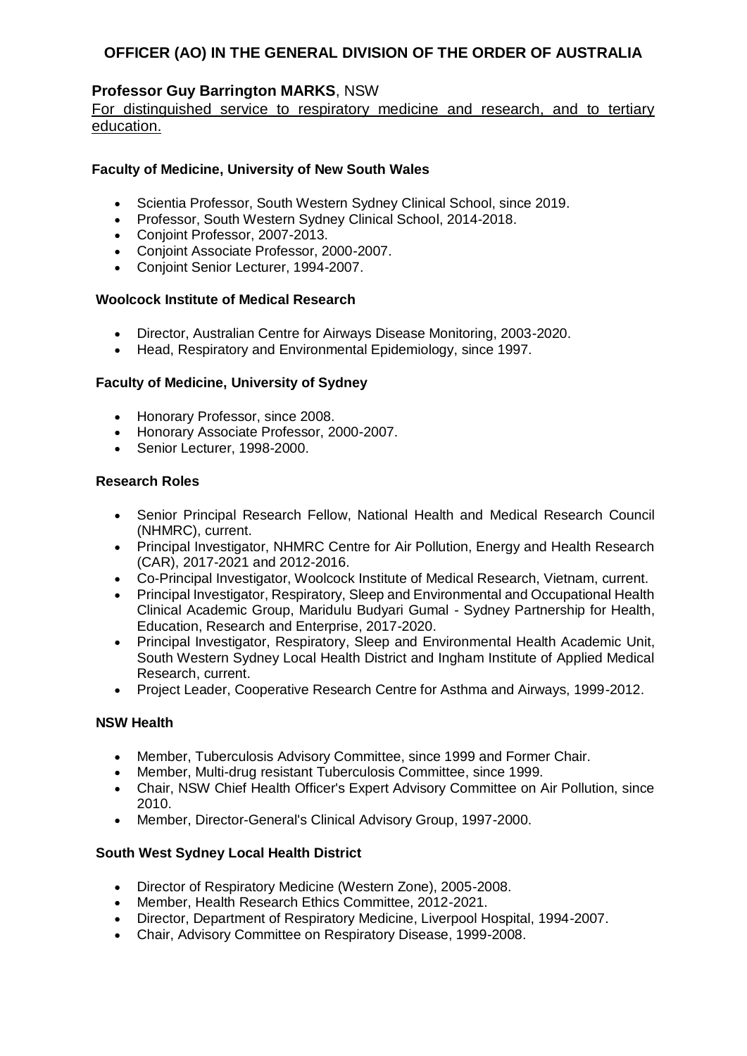# OFFICER (AO) IN THE GENERAL DIVISION OF THE ORDER OF AUSTRALIA

## **Professor Guy Barrington MARKS**, NSW

For distinguished service to respiratory medicine and research, and to tertiary education.

### Faculty of Medicine, University of New South Wales

- Scientia Professor, South Western Sydney Clinical School, since 2019.
- Professor, South Western Sydney Clinical School, 2014-2018.
- Conjoint Professor, 2007-2013.
- Conjoint Associate Professor, 2000-2007.
- Conjoint Senior Lecturer, 1994-2007.

### Woolcock Institute of Medical Research

- Director, Australian Centre for Airways Disease Monitoring, 2003-2020.
- Head, Respiratory and Environmental Epidemiology, since 1997.

### Faculty of Medicine, University of Sydney

- Honorary Professor, since 2008.
- Honorary Associate Professor, 2000-2007.
- Senior Lecturer, 1998-2000.

### Research Roles

- Senior Principal Research Fellow, National Health and Medical Research Council (NHMRC), current.
- Principal Investigator, NHMRC Centre for Air Pollution, Energy and Health Research (CAR), 2017-2021 and 2012-2016.
- Co-Principal Investigator, Woolcock Institute of Medical Research, Vietnam, current.
- Principal Investigator, Respiratory, Sleep and Environmental and Occupational Health Clinical Academic Group, Maridulu Budyari Gumal - Sydney Partnership for Health, Education, Research and Enterprise, 2017-2020.
- Principal Investigator, Respiratory, Sleep and Environmental Health Academic Unit, South Western Sydney Local Health District and Ingham Institute of Applied Medical Research, current.
- Project Leader, Cooperative Research Centre for Asthma and Airways, 1999-2012.

### NSW Health

- Member, Tuberculosis Advisory Committee, since 1999 and Former Chair.
- Member, Multi-drug resistant Tuberculosis Committee, since 1999.
- Chair, NSW Chief Health Officer's Expert Advisory Committee on Air Pollution, since 2010.
- Member, Director-General's Clinical Advisory Group, 1997-2000.

### South West Sydney Local Health District

- Director of Respiratory Medicine (Western Zone), 2005-2008.
- Member, Health Research Ethics Committee, 2012-2021.
- Director, Department of Respiratory Medicine, Liverpool Hospital, 1994-2007.
- Chair, Advisory Committee on Respiratory Disease, 1999-2008.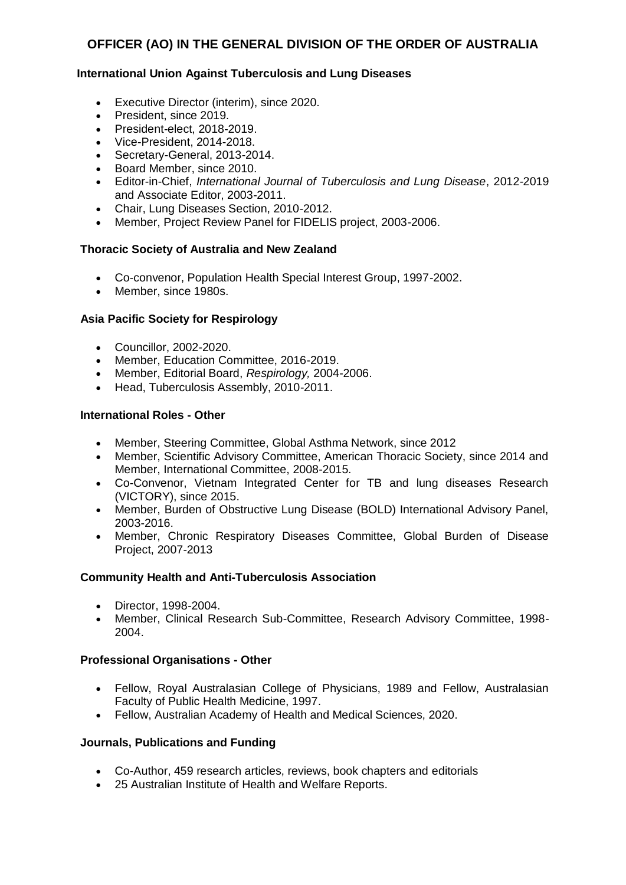# OFFICER (AO) IN THE GENERAL DIVISION OF THE ORDER OF AUSTRALIA

**International Union Against Tuberculosis and Lung Diseases**

- Executive Director (interim), since 2020.
- President, since 2019.
- President-elect, 2018-2019.
- Vice-President, 2014-2018.
- Secretary-General, 2013-2014.
- Board Member, since 2010.
- Editor-in-Chief, *International Journal of Tuberculosis and Lung Disease*, 2012-2019 and Associate Editor, 2003-2011.
- Chair, Lung Diseases Section, 2010-2012.
- Member, Project Review Panel for FIDELIS project, 2003-2006.

**Thoracic Society of Australia and New Zealand**

- Co-convenor, Population Health Special Interest Group, 1997-2002.
- Member, since 1980s.

**Asia Pacific Society for Respirology**

- Councillor, 2002-2020.
- Member, Education Committee, 2016-2019.
- Member, Editorial Board, *Respirology,* 2004-2006.
- Head, Tuberculosis Assembly, 2010-2011.

**International Roles - Other**

- Member, Steering Committee, Global Asthma Network, since 2012
- Member, Scientific Advisory Committee, American Thoracic Society, since 2014 and Member, International Committee, 2008-2015.
- Co-Convenor, Vietnam Integrated Center for TB and lung diseases Research (VICTORY), since 2015.
- Member, Burden of Obstructive Lung Disease (BOLD) International Advisory Panel, 2003-2016.
- Member, Chronic Respiratory Diseases Committee, Global Burden of Disease Project, 2007-2013

**Community Health and Anti-Tuberculosis Association**

- Director, 1998-2004.
- Member, Clinical Research Sub-Committee, Research Advisory Committee, 1998-2004.

**Professional Organisations - Other**

- Fellow, Royal Australasian College of Physicians, 1989 and Fellow, Australasian Faculty of Public Health Medicine, 1997.
- Fellow, Australian Academy of Health and Medical Sciences, 2020.

**Journals, Publications and Funding**

- Co-Author, 459 research articles, reviews, book chapters and editorials
- 25 Australian Institute of Health and Welfare Reports.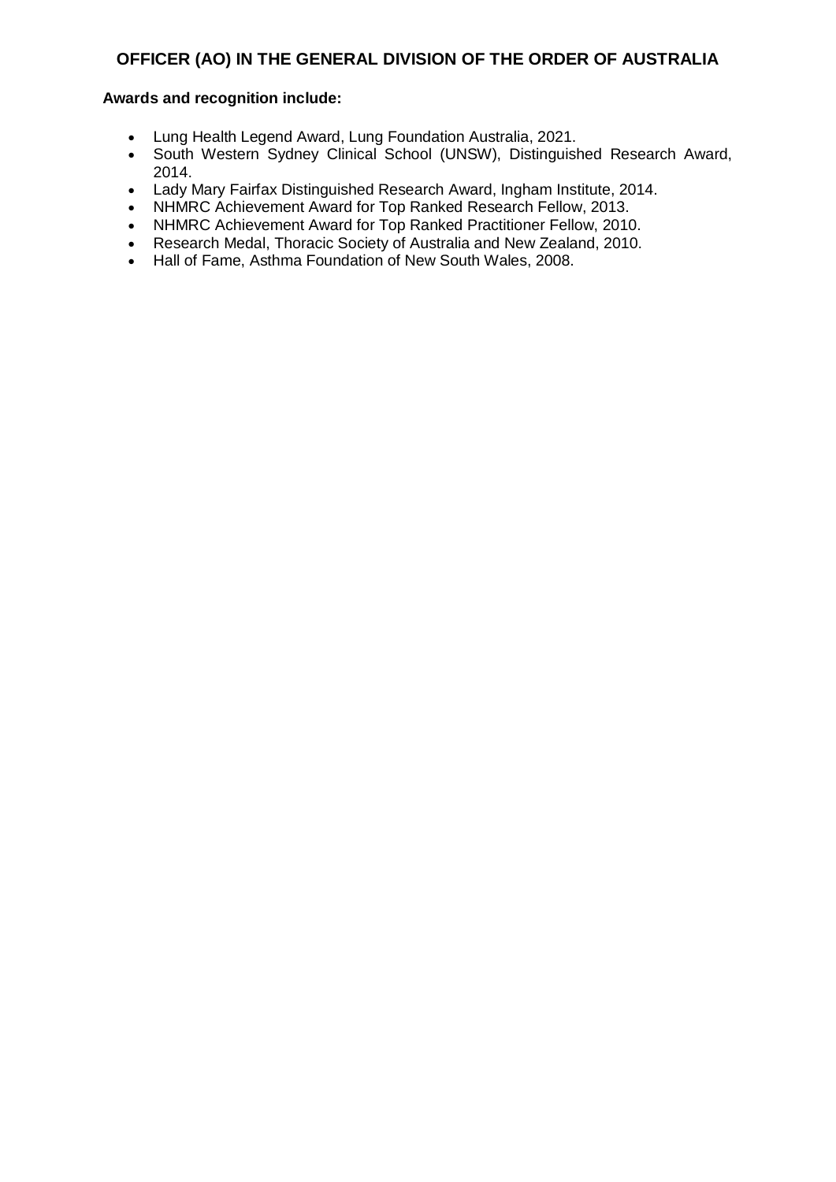## OFFICER (AO) IN THE GENERAL DIVISION OF THE ORDER OF AUSTRALIA

**Awards and recognition include:**

- Lung Health Legend Award, Lung Foundation Australia, 2021.
- South Western Sydney Clinical School (UNSW), Distinguished Research Award, 2014.
- Lady Mary Fairfax Distinguished Research Award, Ingham Institute, 2014.
- NHMRC Achievement Award for Top Ranked Research Fellow, 2013.
- NHMRC Achievement Award for Top Ranked Practitioner Fellow, 2010.
- Research Medal, Thoracic Society of Australia and New Zealand, 2010.
- Hall of Fame, Asthma Foundation of New South Wales, 2008.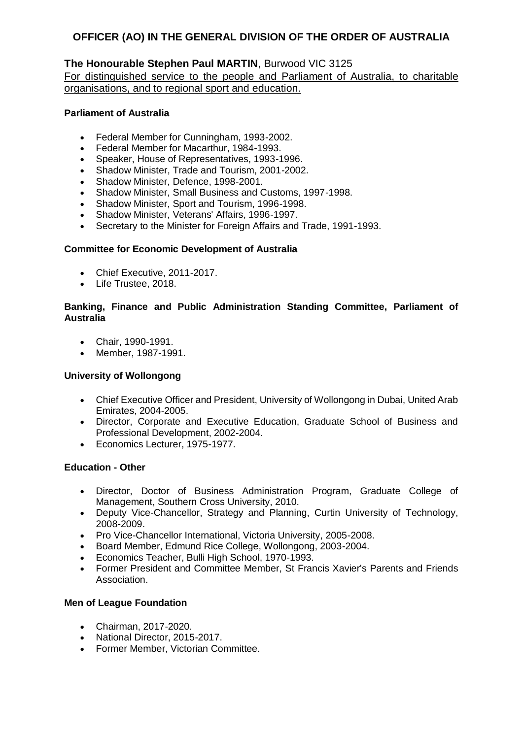# OFFICER (AO) IN THE GENERAL DIVISION OF THE ORDER OF AUSTRALIA

**The Honourable Stephen Paul MARTIN**, Burwood VIC 3125

For distinguished service to the people and Parliament of Australia, to charitable organisations, and to regional sport and education.

**Parliament of Australia**

- Federal Member for Cunningham, 1993-2002.
- Federal Member for Macarthur, 1984-1993.
- Speaker, House of Representatives, 1993-1996.
- Shadow Minister, Trade and Tourism, 2001-2002.
- Shadow Minister, Defence, 1998-2001.
- Shadow Minister, Small Business and Customs, 1997-1998.
- Shadow Minister, Sport and Tourism, 1996-1998.
- Shadow Minister, Veterans' Affairs, 1996-1997.
- Secretary to the Minister for Foreign Affairs and Trade, 1991-1993.

**Committee for Economic Development of Australia**

- Chief Executive, 2011-2017.
- Life Trustee, 2018.

**Banking, Finance and Public Administration Standing Committee, Parliament of Australia**

- Chair, 1990-1991.
- Member, 1987-1991.

**University of Wollongong**

- Chief Executive Officer and President, University of Wollongong in Dubai, United Arab Emirates, 2004-2005.
- Director, Corporate and Executive Education, Graduate School of Business and Professional Development, 2002-2004.
- Economics Lecturer, 1975-1977.

**Education - Other**

- Director, Doctor of Business Administration Program, Graduate College of Management, Southern Cross University, 2010.
- Deputy Vice-Chancellor, Strategy and Planning, Curtin University of Technology, 2008-2009.
- Pro Vice-Chancellor International, Victoria University, 2005-2008.
- Board Member, Edmund Rice College, Wollongong, 2003-2004.
- Economics Teacher, Bulli High School, 1970-1993.
- Former President and Committee Member, St Francis Xavier's Parents and Friends Association.

**Men of League Foundation**

- Chairman, 2017-2020.
- National Director, 2015-2017.
- Former Member, Victorian Committee.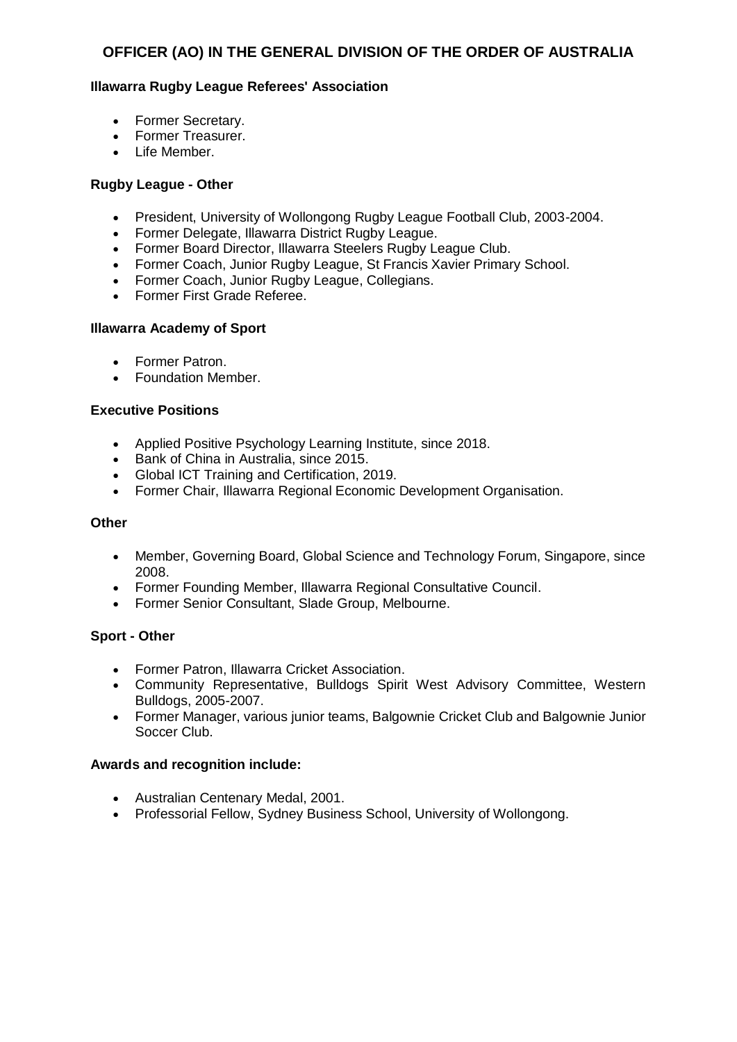## OFFICER (AO) IN THE GENERAL DIVISION OF THE ORDER OF AUSTRALIA

**Illawarra Rugby League Referees' Association**

- Former Secretary.
- Former Treasurer.
- Life Member.

**Rugby League - Other**

- President, University of Wollongong Rugby League Football Club, 2003-2004.
- Former Delegate, Illawarra District Rugby League.
- Former Board Director, Illawarra Steelers Rugby League Club.
- Former Coach, Junior Rugby League, St Francis Xavier Primary School.
- Former Coach, Junior Rugby League, Collegians.
- Former First Grade Referee.

**Illawarra Academy of Sport**

- Former Patron.
- Foundation Member.

**Executive Positions**

- Applied Positive Psychology Learning Institute, since 2018.
- Bank of China in Australia, since 2015.
- Global ICT Training and Certification, 2019.
- Former Chair, Illawarra Regional Economic Development Organisation.

**Other**

- Member, Governing Board, Global Science and Technology Forum, Singapore, since 2008.
- Former Founding Member, Illawarra Regional Consultative Council.
- Former Senior Consultant, Slade Group, Melbourne.

**Sport - Other**

- Former Patron, Illawarra Cricket Association.
- Community Representative, Bulldogs Spirit West Advisory Committee, Western Bulldogs, 2005-2007.
- Former Manager, various junior teams, Balgownie Cricket Club and Balgownie Junior Soccer Club.

**Awards and recognition include:**

- Australian Centenary Medal, 2001.
- Professorial Fellow, Sydney Business School, University of Wollongong.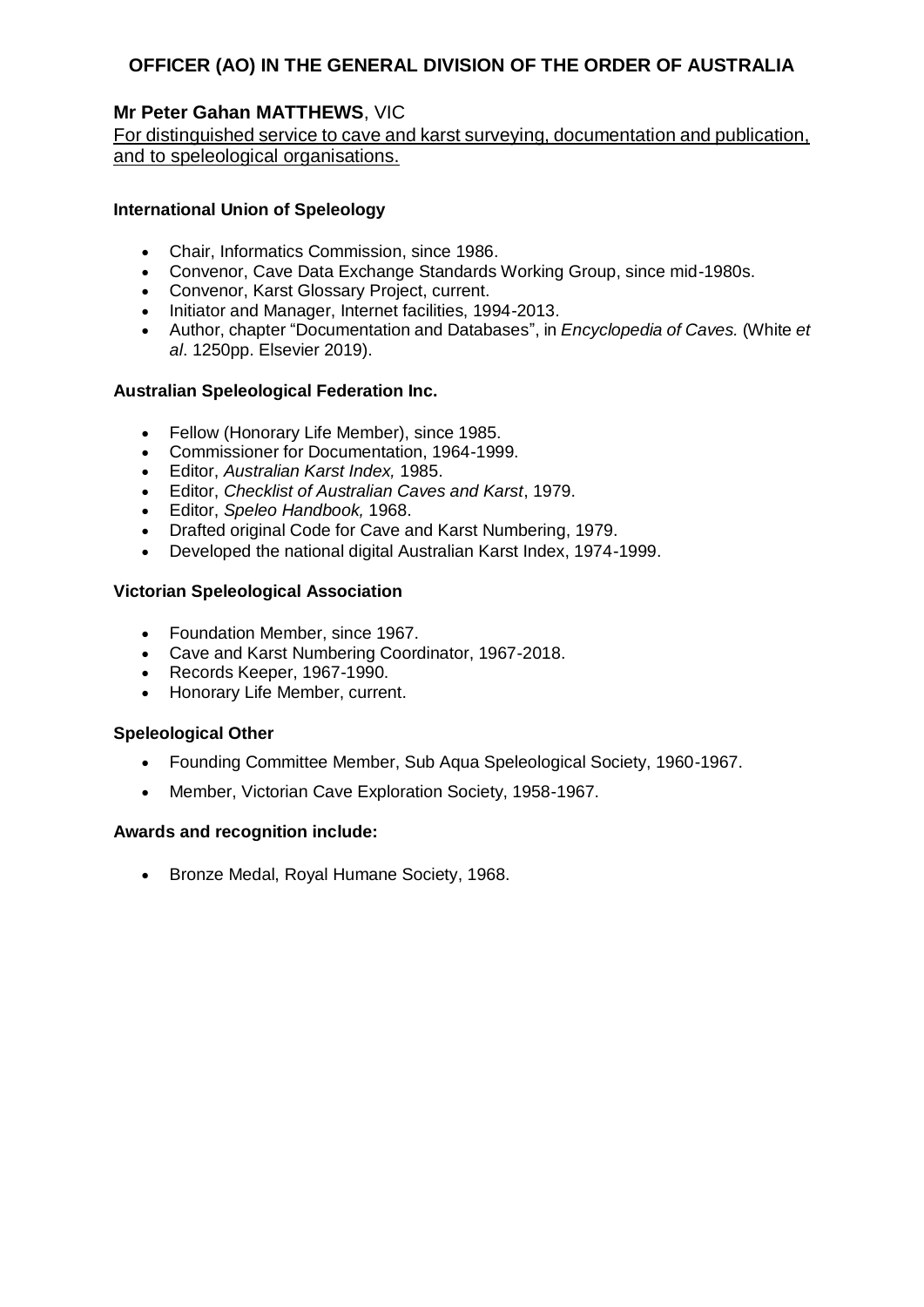## OFFICER (AO) IN THE GENERAL DIVISION OF THE ORDER OF AUSTRALIA

### **Mr Peter Gahan MATTHEWS**, VIC

For distinguished service to cave and karst surveying, documentation and publication, and to speleological organisations.

**International Union of Speleology**

- Chair, Informatics Commission, since 1986.
- Convenor, Cave Data Exchange Standards Working Group, since mid-1980s.
- Convenor, Karst Glossary Project, current.
- Initiator and Manager, Internet facilities, 1994-2013.
- Author, chapter "Documentation and Databases", in *Encyclopedia of Caves.* (White *et al*. 1250pp. Elsevier 2019).

**Australian Speleological Federation Inc.**

- Fellow (Honorary Life Member), since 1985.
- Commissioner for Documentation, 1964-1999.
- Editor, *Australian Karst Index,* 1985.
- Editor, *Checklist of Australian Caves and Karst*, 1979.
- Editor, *Speleo Handbook,* 1968.
- Drafted original Code for Cave and Karst Numbering, 1979.
- Developed the national digital Australian Karst Index, 1974-1999.

**Victorian Speleological Association**

- Foundation Member, since 1967.
- Cave and Karst Numbering Coordinator, 1967-2018.
- Records Keeper, 1967-1990.
- Honorary Life Member, current.

**Speleological Other**

- Founding Committee Member, Sub Aqua Speleological Society, 1960-1967.
- Member, Victorian Cave Exploration Society, 1958-1967.

**Awards and recognition include:**

- Bronze Medal, Royal Humane Society, 1968.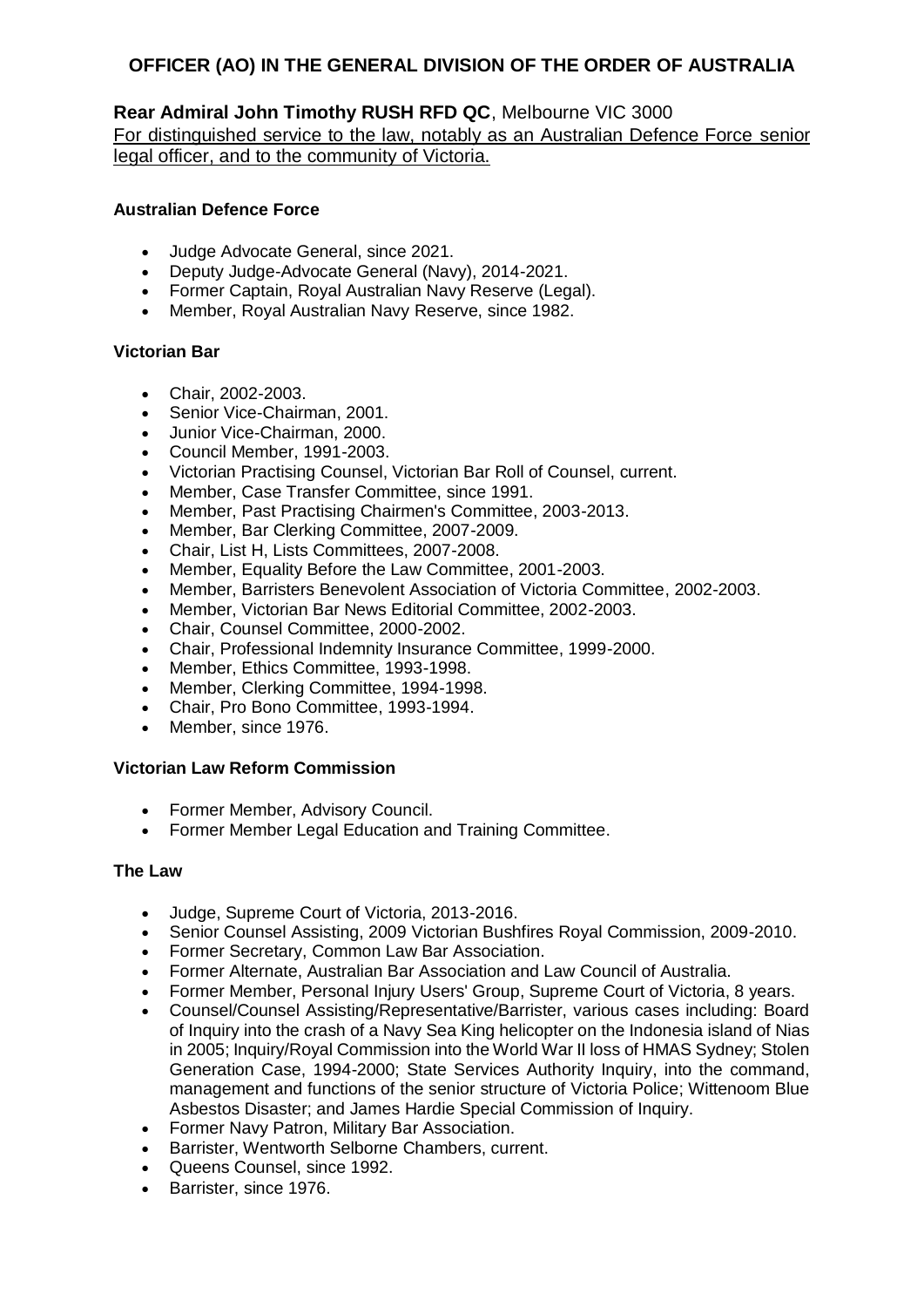# OFFICER (AO) IN THE GENERAL DIVISION OF THE ORDER OF AUSTRALIA

**Rear Admiral John Timothy RUSH RFD QC**, Melbourne VIC 3000
For distinguished service to the law, notably as an Australian Defence Force senior legal officer, and to the community of Victoria.

### Australian Defence Force

- Judge Advocate General, since 2021.
- Deputy Judge-Advocate General (Navy), 2014-2021.
- Former Captain, Royal Australian Navy Reserve (Legal).
- Member, Royal Australian Navy Reserve, since 1982.

### Victorian Bar

- Chair, 2002-2003.
- Senior Vice-Chairman, 2001.
- Junior Vice-Chairman, 2000.
- Council Member, 1991-2003.
- Victorian Practising Counsel, Victorian Bar Roll of Counsel, current.
- Member, Case Transfer Committee, since 1991.
- Member, Past Practising Chairmen's Committee, 2003-2013.
- Member, Bar Clerking Committee, 2007-2009.
- Chair, List H, Lists Committees, 2007-2008.
- Member, Equality Before the Law Committee, 2001-2003.
- Member, Barristers Benevolent Association of Victoria Committee, 2002-2003.
- Member, Victorian Bar News Editorial Committee, 2002-2003.
- Chair, Counsel Committee, 2000-2002.
- Chair, Professional Indemnity Insurance Committee, 1999-2000.
- Member, Ethics Committee, 1993-1998.
- Member, Clerking Committee, 1994-1998.
- Chair, Pro Bono Committee, 1993-1994.
- Member, since 1976.

### Victorian Law Reform Commission

- Former Member, Advisory Council.
- Former Member Legal Education and Training Committee.

### The Law

- Judge, Supreme Court of Victoria, 2013-2016.
- Senior Counsel Assisting, 2009 Victorian Bushfires Royal Commission, 2009-2010.
- Former Secretary, Common Law Bar Association.
- Former Alternate, Australian Bar Association and Law Council of Australia.
- Former Member, Personal Injury Users' Group, Supreme Court of Victoria, 8 years.
- Counsel/Counsel Assisting/Representative/Barrister, various cases including: Board of Inquiry into the crash of a Navy Sea King helicopter on the Indonesia island of Nias in 2005; Inquiry/Royal Commission into the World War II loss of HMAS Sydney; Stolen Generation Case, 1994-2000; State Services Authority Inquiry, into the command, management and functions of the senior structure of Victoria Police; Wittenoom Blue Asbestos Disaster; and James Hardie Special Commission of Inquiry.
- Former Navy Patron, Military Bar Association.
- Barrister, Wentworth Selborne Chambers, current.
- Queens Counsel, since 1992.
- Barrister, since 1976.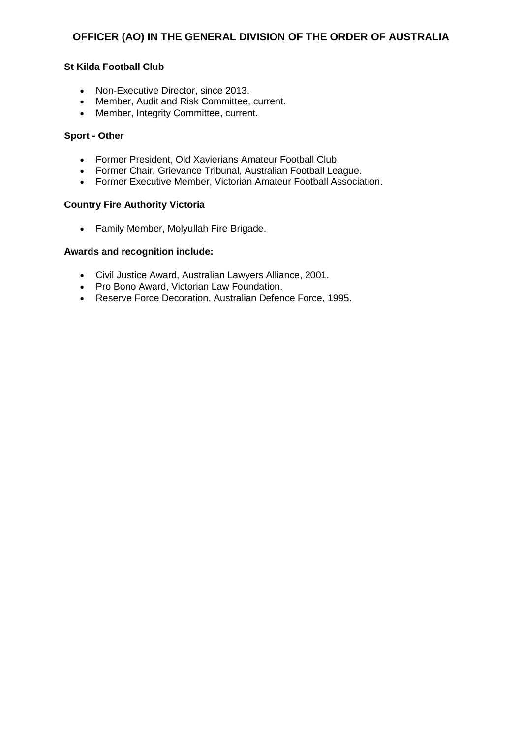## OFFICER (AO) IN THE GENERAL DIVISION OF THE ORDER OF AUSTRALIA

**St Kilda Football Club**

- Non-Executive Director, since 2013.
- Member, Audit and Risk Committee, current.
- Member, Integrity Committee, current.

**Sport - Other**

- Former President, Old Xavierians Amateur Football Club.
- Former Chair, Grievance Tribunal, Australian Football League.
- Former Executive Member, Victorian Amateur Football Association.

**Country Fire Authority Victoria**

- Family Member, Molyullah Fire Brigade.

**Awards and recognition include:**

- Civil Justice Award, Australian Lawyers Alliance, 2001.
- Pro Bono Award, Victorian Law Foundation.
- Reserve Force Decoration, Australian Defence Force, 1995.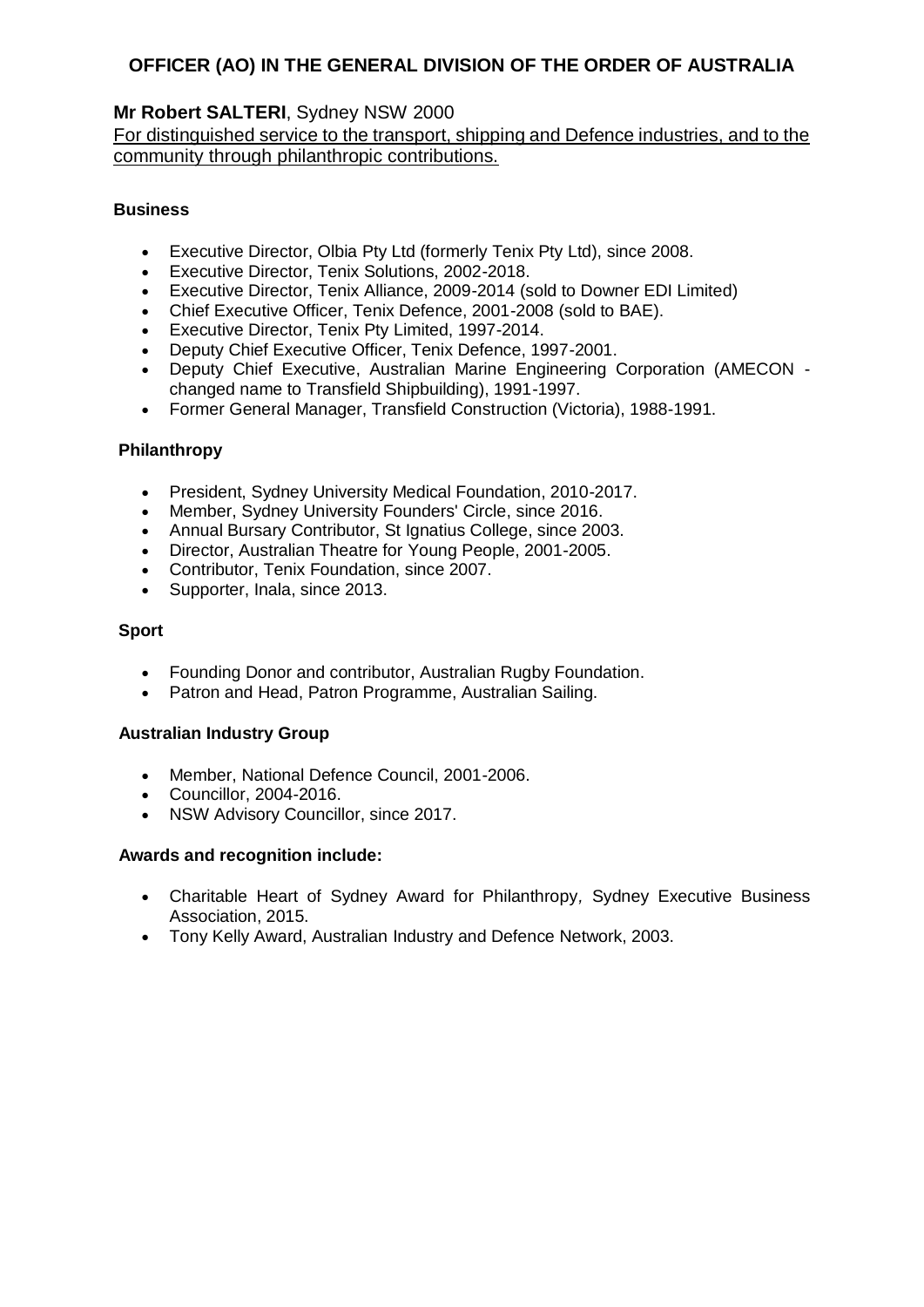## OFFICER (AO) IN THE GENERAL DIVISION OF THE ORDER OF AUSTRALIA

**Mr Robert SALTERI**, Sydney NSW 2000

For distinguished service to the transport, shipping and Defence industries, and to the community through philanthropic contributions.

### Business

- Executive Director, Olbia Pty Ltd (formerly Tenix Pty Ltd), since 2008.
- Executive Director, Tenix Solutions, 2002-2018.
- Executive Director, Tenix Alliance, 2009-2014 (sold to Downer EDI Limited)
- Chief Executive Officer, Tenix Defence, 2001-2008 (sold to BAE).
- Executive Director, Tenix Pty Limited, 1997-2014.
- Deputy Chief Executive Officer, Tenix Defence, 1997-2001.
- Deputy Chief Executive, Australian Marine Engineering Corporation (AMECON - changed name to Transfield Shipbuilding), 1991-1997.
- Former General Manager, Transfield Construction (Victoria), 1988-1991.

### Philanthropy

- President, Sydney University Medical Foundation, 2010-2017.
- Member, Sydney University Founders' Circle, since 2016.
- Annual Bursary Contributor, St Ignatius College, since 2003.
- Director, Australian Theatre for Young People, 2001-2005.
- Contributor, Tenix Foundation, since 2007.
- Supporter, Inala, since 2013.

### Sport

- Founding Donor and contributor, Australian Rugby Foundation.
- Patron and Head, Patron Programme, Australian Sailing.

### Australian Industry Group

- Member, National Defence Council, 2001-2006.
- Councillor, 2004-2016.
- NSW Advisory Councillor, since 2017.

### Awards and recognition include:

- Charitable Heart of Sydney Award for Philanthropy, Sydney Executive Business Association, 2015.
- Tony Kelly Award, Australian Industry and Defence Network, 2003.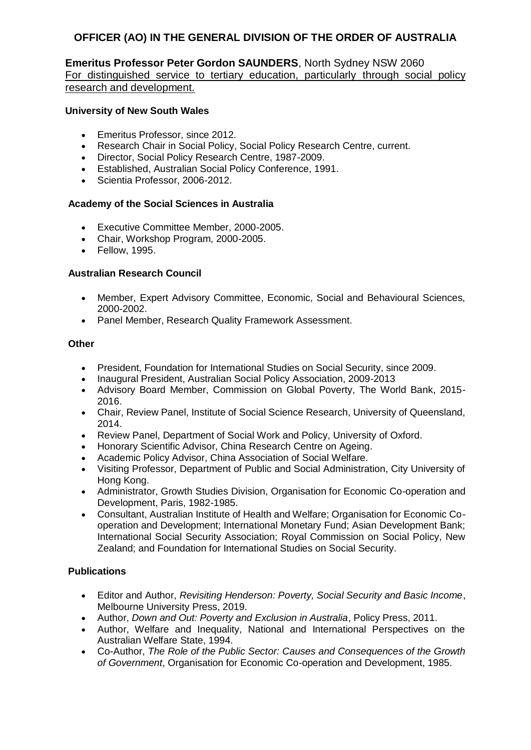# OFFICER (AO) IN THE GENERAL DIVISION OF THE ORDER OF AUSTRALIA

**Emeritus Professor Peter Gordon SAUNDERS**, North Sydney NSW 2060
For distinguished service to tertiary education, particularly through social policy research and development.

**University of New South Wales**

- Emeritus Professor, since 2012.
- Research Chair in Social Policy, Social Policy Research Centre, current.
- Director, Social Policy Research Centre, 1987-2009.
- Established, Australian Social Policy Conference, 1991.
- Scientia Professor, 2006-2012.

**Academy of the Social Sciences in Australia**

- Executive Committee Member, 2000-2005.
- Chair, Workshop Program, 2000-2005.
- Fellow, 1995.

**Australian Research Council**

- Member, Expert Advisory Committee, Economic, Social and Behavioural Sciences, 2000-2002.
- Panel Member, Research Quality Framework Assessment.

**Other**

- President, Foundation for International Studies on Social Security, since 2009.
- Inaugural President, Australian Social Policy Association, 2009-2013
- Advisory Board Member, Commission on Global Poverty, The World Bank, 2015-2016.
- Chair, Review Panel, Institute of Social Science Research, University of Queensland, 2014.
- Review Panel, Department of Social Work and Policy, University of Oxford.
- Honorary Scientific Advisor, China Research Centre on Ageing.
- Academic Policy Advisor, China Association of Social Welfare.
- Visiting Professor, Department of Public and Social Administration, City University of Hong Kong.
- Administrator, Growth Studies Division, Organisation for Economic Co-operation and Development, Paris, 1982-1985.
- Consultant, Australian Institute of Health and Welfare; Organisation for Economic Co-operation and Development; International Monetary Fund; Asian Development Bank; International Social Security Association; Royal Commission on Social Policy, New Zealand; and Foundation for International Studies on Social Security.

**Publications**

- Editor and Author, *Revisiting Henderson: Poverty, Social Security and Basic Income*, Melbourne University Press, 2019.
- Author, *Down and Out: Poverty and Exclusion in Australia*, Policy Press, 2011.
- Author, Welfare and Inequality, National and International Perspectives on the Australian Welfare State, 1994.
- Co-Author, *The Role of the Public Sector: Causes and Consequences of the Growth of Government*, Organisation for Economic Co-operation and Development, 1985.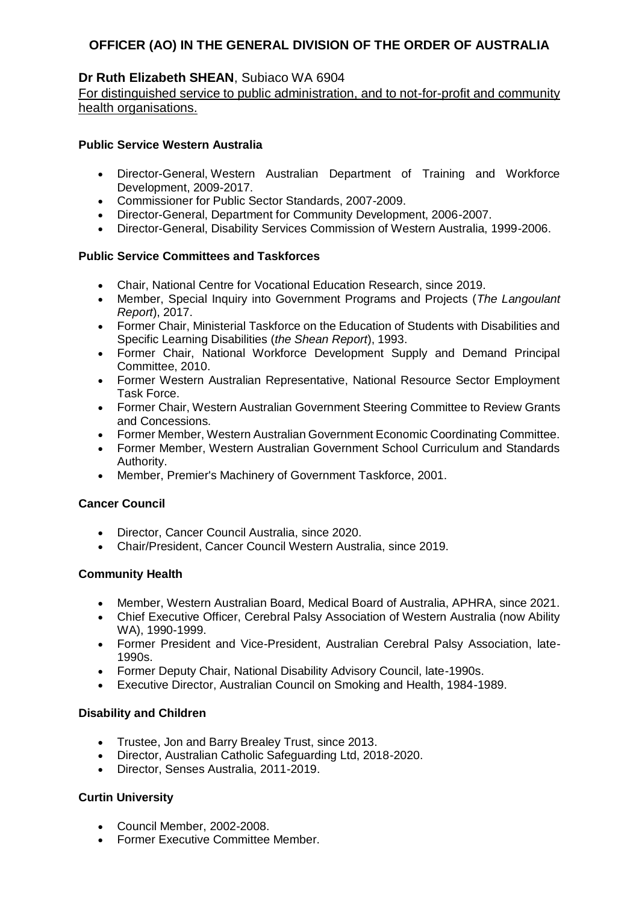## OFFICER (AO) IN THE GENERAL DIVISION OF THE ORDER OF AUSTRALIA

**Dr Ruth Elizabeth SHEAN**, Subiaco WA 6904

For distinguished service to public administration, and to not-for-profit and community health organisations.

**Public Service Western Australia**

- Director-General, Western Australian Department of Training and Workforce Development, 2009-2017.
- Commissioner for Public Sector Standards, 2007-2009.
- Director-General, Department for Community Development, 2006-2007.
- Director-General, Disability Services Commission of Western Australia, 1999-2006.

**Public Service Committees and Taskforces**

- Chair, National Centre for Vocational Education Research, since 2019.
- Member, Special Inquiry into Government Programs and Projects (*The Langoulant Report*), 2017.
- Former Chair, Ministerial Taskforce on the Education of Students with Disabilities and Specific Learning Disabilities (*the Shean Report*), 1993.
- Former Chair, National Workforce Development Supply and Demand Principal Committee, 2010.
- Former Western Australian Representative, National Resource Sector Employment Task Force.
- Former Chair, Western Australian Government Steering Committee to Review Grants and Concessions.
- Former Member, Western Australian Government Economic Coordinating Committee.
- Former Member, Western Australian Government School Curriculum and Standards Authority.
- Member, Premier's Machinery of Government Taskforce, 2001.

**Cancer Council**

- Director, Cancer Council Australia, since 2020.
- Chair/President, Cancer Council Western Australia, since 2019.

**Community Health**

- Member, Western Australian Board, Medical Board of Australia, APHRA, since 2021.
- Chief Executive Officer, Cerebral Palsy Association of Western Australia (now Ability WA), 1990-1999.
- Former President and Vice-President, Australian Cerebral Palsy Association, late-1990s.
- Former Deputy Chair, National Disability Advisory Council, late-1990s.
- Executive Director, Australian Council on Smoking and Health, 1984-1989.

**Disability and Children**

- Trustee, Jon and Barry Brealey Trust, since 2013.
- Director, Australian Catholic Safeguarding Ltd, 2018-2020.
- Director, Senses Australia, 2011-2019.

**Curtin University**

- Council Member, 2002-2008.
- Former Executive Committee Member.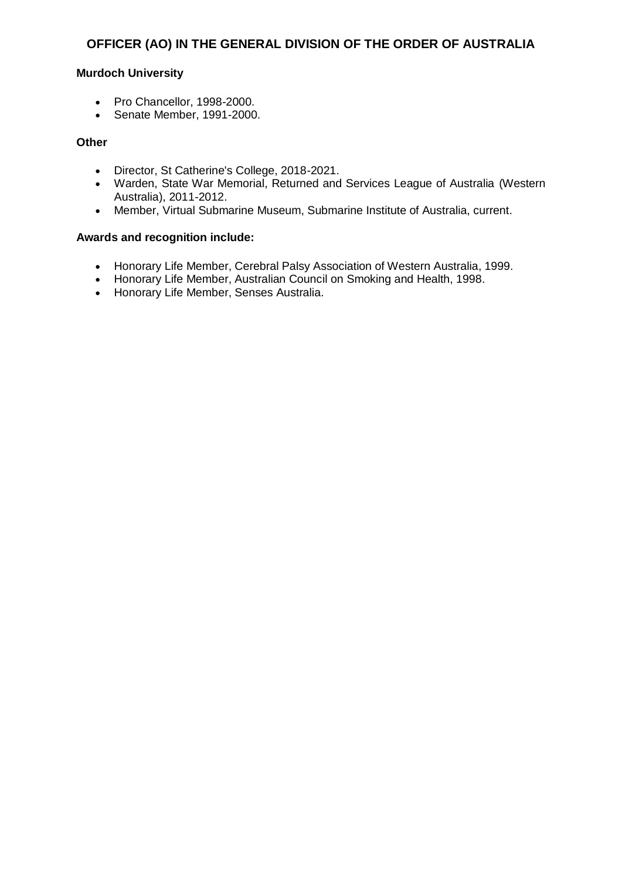## OFFICER (AO) IN THE GENERAL DIVISION OF THE ORDER OF AUSTRALIA

**Murdoch University**

- Pro Chancellor, 1998-2000.
- Senate Member, 1991-2000.

**Other**

- Director, St Catherine's College, 2018-2021.
- Warden, State War Memorial, Returned and Services League of Australia (Western Australia), 2011-2012.
- Member, Virtual Submarine Museum, Submarine Institute of Australia, current.

**Awards and recognition include:**

- Honorary Life Member, Cerebral Palsy Association of Western Australia, 1999.
- Honorary Life Member, Australian Council on Smoking and Health, 1998.
- Honorary Life Member, Senses Australia.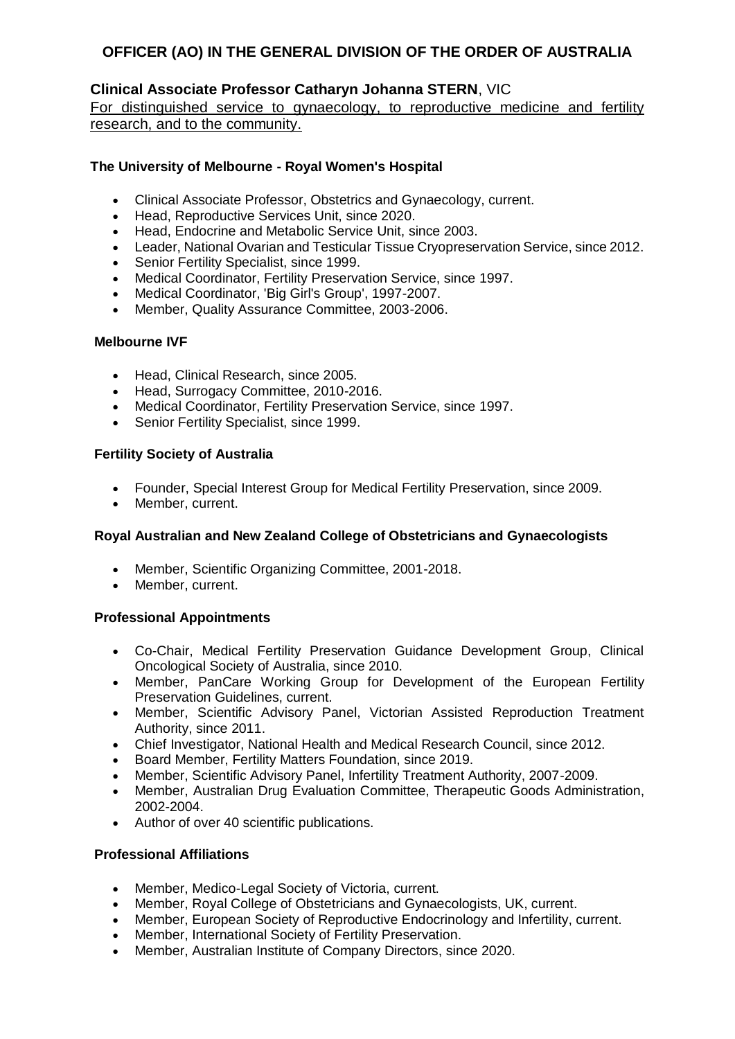## OFFICER (AO) IN THE GENERAL DIVISION OF THE ORDER OF AUSTRALIA

### **Clinical Associate Professor Catharyn Johanna STERN**, VIC

For distinguished service to gynaecology, to reproductive medicine and fertility research, and to the community.

**The University of Melbourne - Royal Women's Hospital**

- Clinical Associate Professor, Obstetrics and Gynaecology, current.
- Head, Reproductive Services Unit, since 2020.
- Head, Endocrine and Metabolic Service Unit, since 2003.
- Leader, National Ovarian and Testicular Tissue Cryopreservation Service, since 2012.
- Senior Fertility Specialist, since 1999.
- Medical Coordinator, Fertility Preservation Service, since 1997.
- Medical Coordinator, 'Big Girl's Group', 1997-2007.
- Member, Quality Assurance Committee, 2003-2006.

**Melbourne IVF**

- Head, Clinical Research, since 2005.
- Head, Surrogacy Committee, 2010-2016.
- Medical Coordinator, Fertility Preservation Service, since 1997.
- Senior Fertility Specialist, since 1999.

**Fertility Society of Australia**

- Founder, Special Interest Group for Medical Fertility Preservation, since 2009.
- Member, current.

**Royal Australian and New Zealand College of Obstetricians and Gynaecologists**

- Member, Scientific Organizing Committee, 2001-2018.
- Member, current.

**Professional Appointments**

- Co-Chair, Medical Fertility Preservation Guidance Development Group, Clinical Oncological Society of Australia, since 2010.
- Member, PanCare Working Group for Development of the European Fertility Preservation Guidelines, current.
- Member, Scientific Advisory Panel, Victorian Assisted Reproduction Treatment Authority, since 2011.
- Chief Investigator, National Health and Medical Research Council, since 2012.
- Board Member, Fertility Matters Foundation, since 2019.
- Member, Scientific Advisory Panel, Infertility Treatment Authority, 2007-2009.
- Member, Australian Drug Evaluation Committee, Therapeutic Goods Administration, 2002-2004.
- Author of over 40 scientific publications.

**Professional Affiliations**

- Member, Medico-Legal Society of Victoria, current.
- Member, Royal College of Obstetricians and Gynaecologists, UK, current.
- Member, European Society of Reproductive Endocrinology and Infertility, current.
- Member, International Society of Fertility Preservation.
- Member, Australian Institute of Company Directors, since 2020.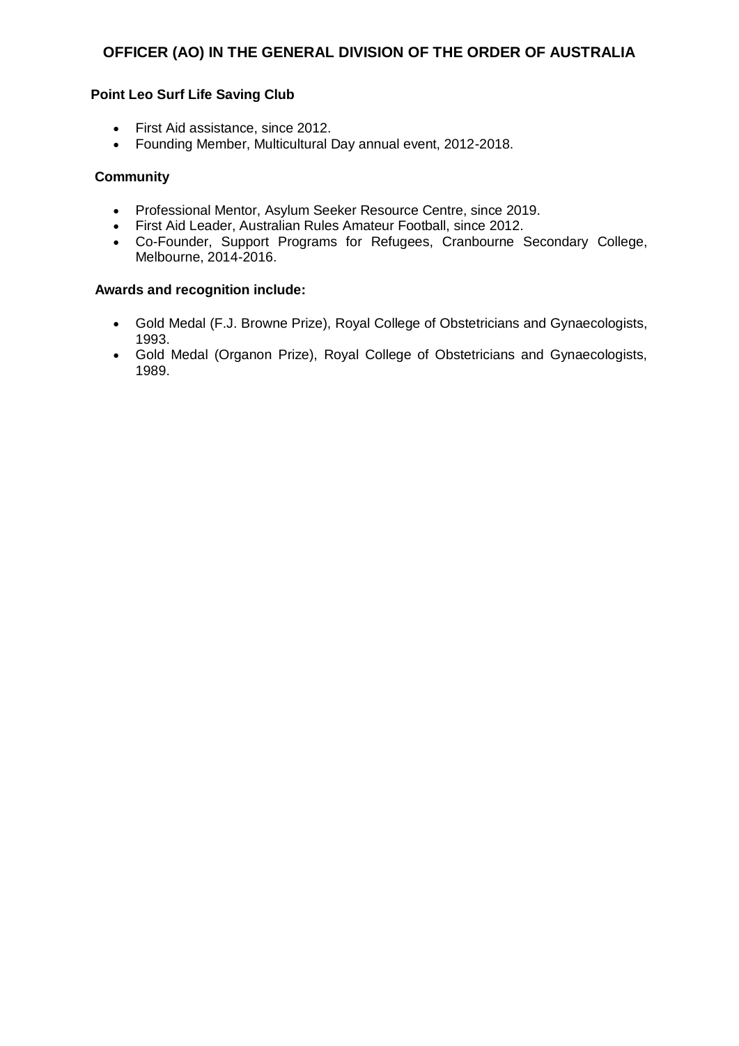# OFFICER (AO) IN THE GENERAL DIVISION OF THE ORDER OF AUSTRALIA

**Point Leo Surf Life Saving Club**

- First Aid assistance, since 2012.
- Founding Member, Multicultural Day annual event, 2012-2018.

**Community**

- Professional Mentor, Asylum Seeker Resource Centre, since 2019.
- First Aid Leader, Australian Rules Amateur Football, since 2012.
- Co-Founder, Support Programs for Refugees, Cranbourne Secondary College, Melbourne, 2014-2016.

**Awards and recognition include:**

- Gold Medal (F.J. Browne Prize), Royal College of Obstetricians and Gynaecologists, 1993.
- Gold Medal (Organon Prize), Royal College of Obstetricians and Gynaecologists, 1989.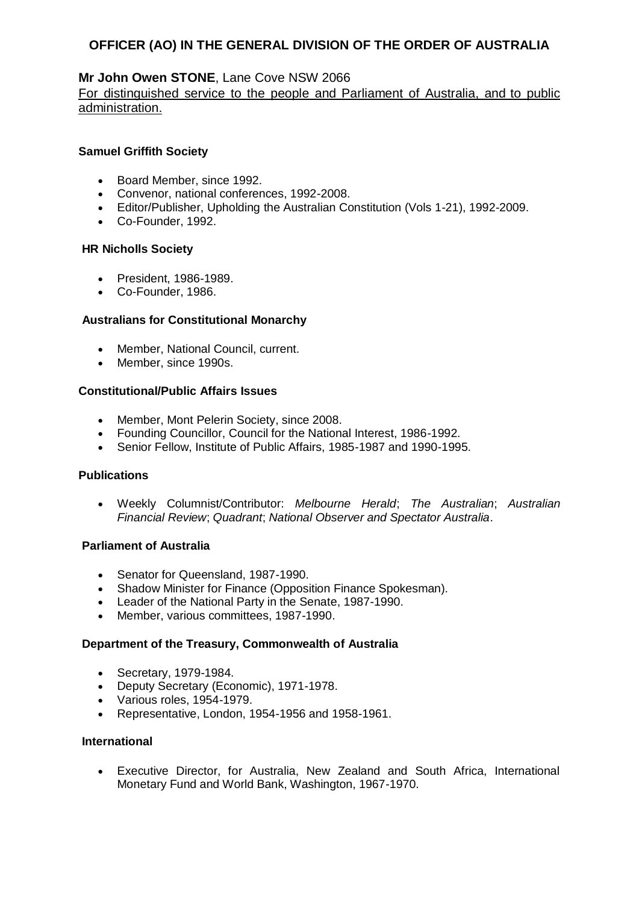# OFFICER (AO) IN THE GENERAL DIVISION OF THE ORDER OF AUSTRALIA

**Mr John Owen STONE**, Lane Cove NSW 2066

For distinguished service to the people and Parliament of Australia, and to public administration.

### Samuel Griffith Society

- Board Member, since 1992.
- Convenor, national conferences, 1992-2008.
- Editor/Publisher, Upholding the Australian Constitution (Vols 1-21), 1992-2009.
- Co-Founder, 1992.

### HR Nicholls Society

- President, 1986-1989.
- Co-Founder, 1986.

### Australians for Constitutional Monarchy

- Member, National Council, current.
- Member, since 1990s.

### Constitutional/Public Affairs Issues

- Member, Mont Pelerin Society, since 2008.
- Founding Councillor, Council for the National Interest, 1986-1992.
- Senior Fellow, Institute of Public Affairs, 1985-1987 and 1990-1995.

### Publications

- Weekly Columnist/Contributor: *Melbourne Herald*; *The Australian*; *Australian Financial Review*; *Quadrant*; *National Observer and Spectator Australia*.

### Parliament of Australia

- Senator for Queensland, 1987-1990.
- Shadow Minister for Finance (Opposition Finance Spokesman).
- Leader of the National Party in the Senate, 1987-1990.
- Member, various committees, 1987-1990.

### Department of the Treasury, Commonwealth of Australia

- Secretary, 1979-1984.
- Deputy Secretary (Economic), 1971-1978.
- Various roles, 1954-1979.
- Representative, London, 1954-1956 and 1958-1961.

### International

- Executive Director, for Australia, New Zealand and South Africa, International Monetary Fund and World Bank, Washington, 1967-1970.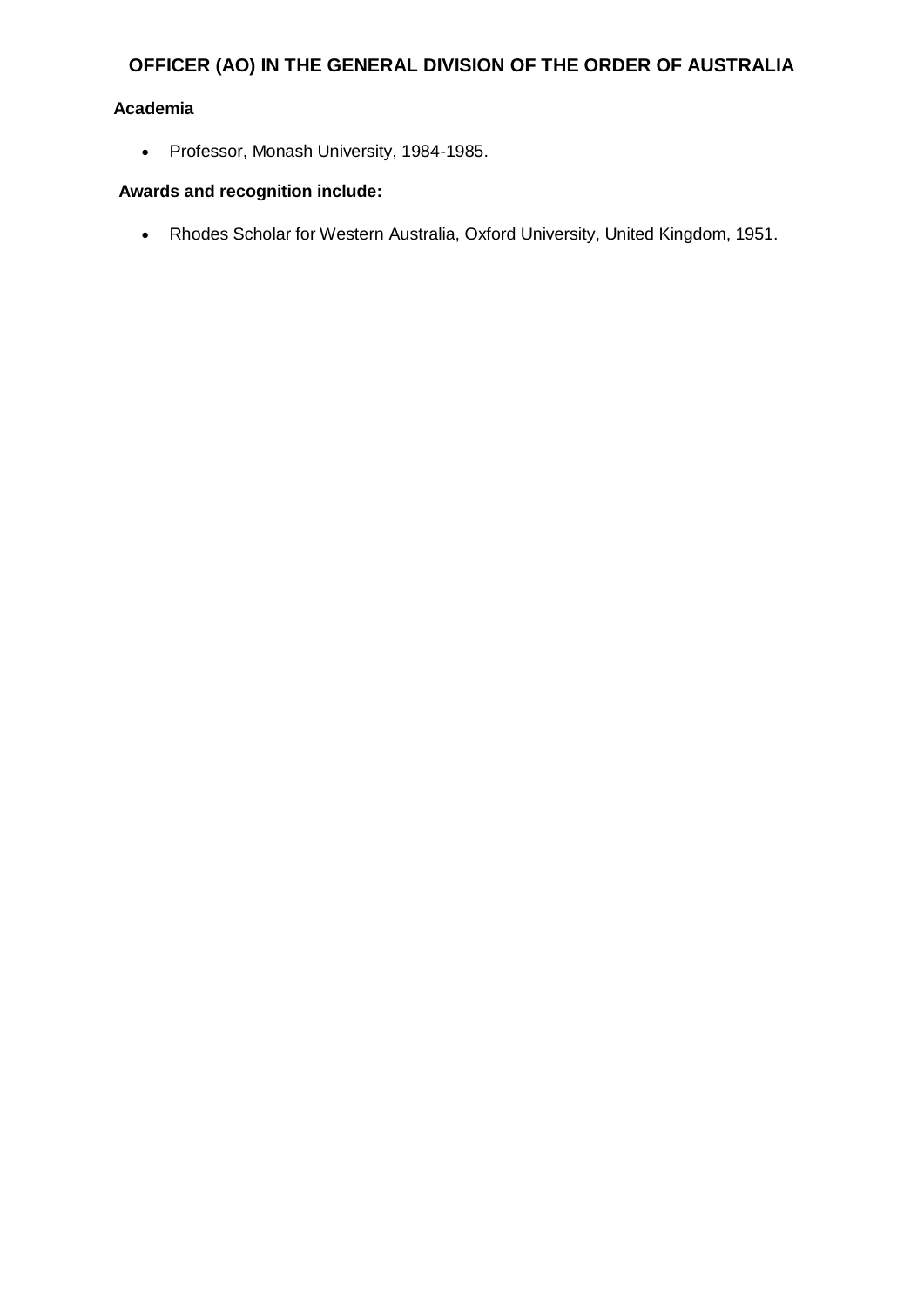## OFFICER (AO) IN THE GENERAL DIVISION OF THE ORDER OF AUSTRALIA

**Academia**

- Professor, Monash University, 1984-1985.

**Awards and recognition include:**

- Rhodes Scholar for Western Australia, Oxford University, United Kingdom, 1951.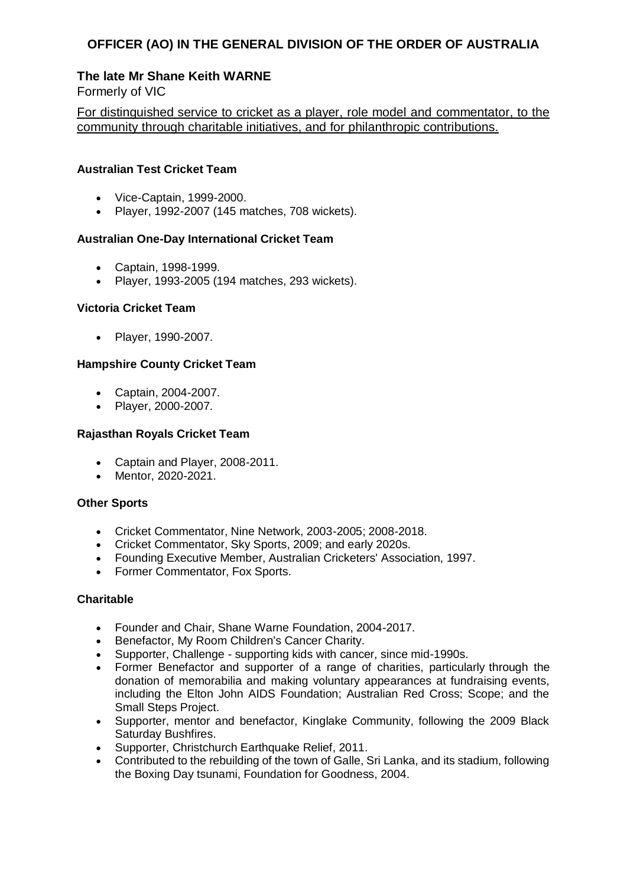# OFFICER (AO) IN THE GENERAL DIVISION OF THE ORDER OF AUSTRALIA

## The late Mr Shane Keith WARNE

Formerly of VIC

For distinguished service to cricket as a player, role model and commentator, to the community through charitable initiatives, and for philanthropic contributions.

### Australian Test Cricket Team

- Vice-Captain, 1999-2000.
- Player, 1992-2007 (145 matches, 708 wickets).

### Australian One-Day International Cricket Team

- Captain, 1998-1999.
- Player, 1993-2005 (194 matches, 293 wickets).

### Victoria Cricket Team

- Player, 1990-2007.

### Hampshire County Cricket Team

- Captain, 2004-2007.
- Player, 2000-2007.

### Rajasthan Royals Cricket Team

- Captain and Player, 2008-2011.
- Mentor, 2020-2021.

### Other Sports

- Cricket Commentator, Nine Network, 2003-2005; 2008-2018.
- Cricket Commentator, Sky Sports, 2009; and early 2020s.
- Founding Executive Member, Australian Cricketers' Association, 1997.
- Former Commentator, Fox Sports.

### Charitable

- Founder and Chair, Shane Warne Foundation, 2004-2017.
- Benefactor, My Room Children's Cancer Charity.
- Supporter, Challenge - supporting kids with cancer, since mid-1990s.
- Former Benefactor and supporter of a range of charities, particularly through the donation of memorabilia and making voluntary appearances at fundraising events, including the Elton John AIDS Foundation; Australian Red Cross; Scope; and the Small Steps Project.
- Supporter, mentor and benefactor, Kinglake Community, following the 2009 Black Saturday Bushfires.
- Supporter, Christchurch Earthquake Relief, 2011.
- Contributed to the rebuilding of the town of Galle, Sri Lanka, and its stadium, following the Boxing Day tsunami, Foundation for Goodness, 2004.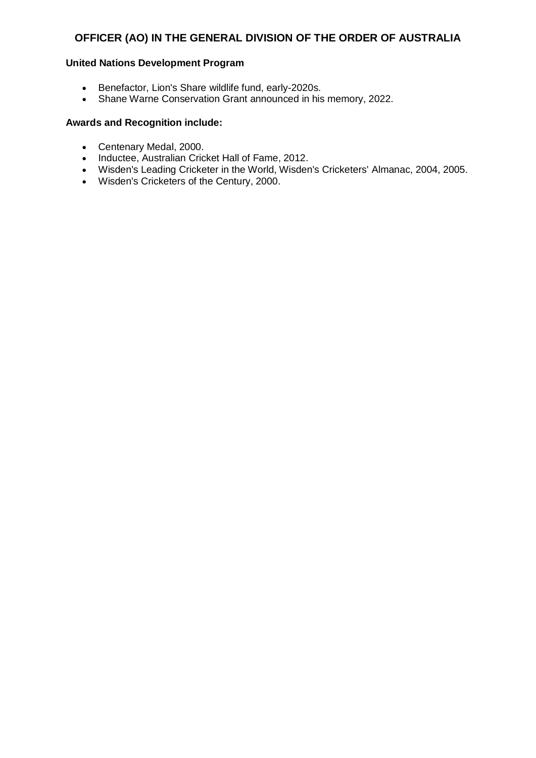## OFFICER (AO) IN THE GENERAL DIVISION OF THE ORDER OF AUSTRALIA

**United Nations Development Program**

- Benefactor, Lion's Share wildlife fund, early-2020s.
- Shane Warne Conservation Grant announced in his memory, 2022.

**Awards and Recognition include:**

- Centenary Medal, 2000.
- Inductee, Australian Cricket Hall of Fame, 2012.
- Wisden's Leading Cricketer in the World, Wisden's Cricketers' Almanac, 2004, 2005.
- Wisden's Cricketers of the Century, 2000.